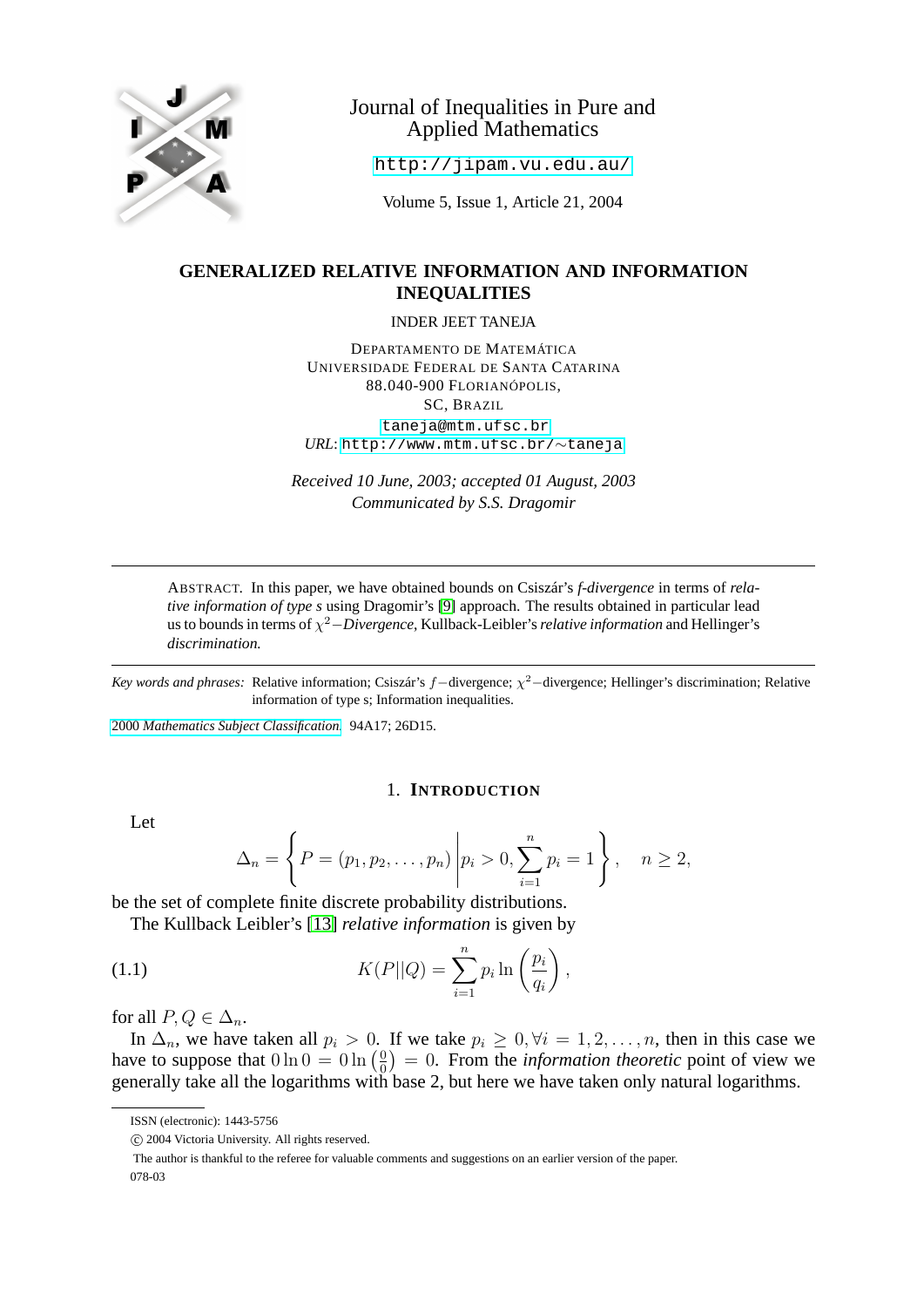Journal of Inequalities in Pure and Applied Mathematics

http://jipam.vu.edu.au/

Volume 5, Issue 1, Article 21, 2004

# GENERALIZED RELATIVE INFORMATION AND INFORMATION INEQUALITIES

INDER JEET TANEJA

DEPARTAMENTO DE MATEMÁTICA
UNIVERSIDADE FEDERAL DE SANTA CATARINA
88.040-900 FLORIANÓPOLIS,
SC, BRAZIL
taneja@mtm.ufsc.br
*URL*: http://www.mtm.ufsc.br/∼taneja

*Received 10 June, 2003; accepted 01 August, 2003*
*Communicated by S.S. Dragomir*

---

ABSTRACT. In this paper, we have obtained bounds on Csiszár's *f-divergence* in terms of *relative information of type s* using Dragomir's [9] approach. The results obtained in particular lead us to bounds in terms of $\chi^2-$*Divergence*, Kullback-Leibler's *relative information* and Hellinger's *discrimination.*

---

*Key words and phrases:* Relative information; Csiszár's $f-$divergence; $\chi^2-$divergence; Hellinger's discrimination; Relative information of type s; Information inequalities.

2000 *Mathematics Subject Classification.* 94A17; 26D15.

## 1. INTRODUCTION

Let

$$\Delta_n = \left\{ P = (p_1, p_2, \ldots, p_n) \middle| p_i > 0, \sum_{i=1}^{n} p_i = 1 \right\}, \quad n \geq 2,$$

be the set of complete finite discrete probability distributions.

The Kullback Leibler's [13] *relative information* is given by

$$K(P||Q) = \sum_{i=1}^{n} p_i \ln \left( \frac{p_i}{q_i} \right), \tag{1.1}$$

for all $P, Q \in \Delta_n$.

In $\Delta_n$, we have taken all $p_i > 0$. If we take $p_i \geq 0, \forall i = 1, 2, \ldots, n$, then in this case we have to suppose that $0 \ln 0 = 0 \ln \left(\frac{0}{0}\right) = 0$. From the *information theoretic* point of view we generally take all the logarithms with base 2, but here we have taken only natural logarithms.

---

ISSN (electronic): 1443-5756

© 2004 Victoria University. All rights reserved.

The author is thankful to the referee for valuable comments and suggestions on an earlier version of the paper.

078-03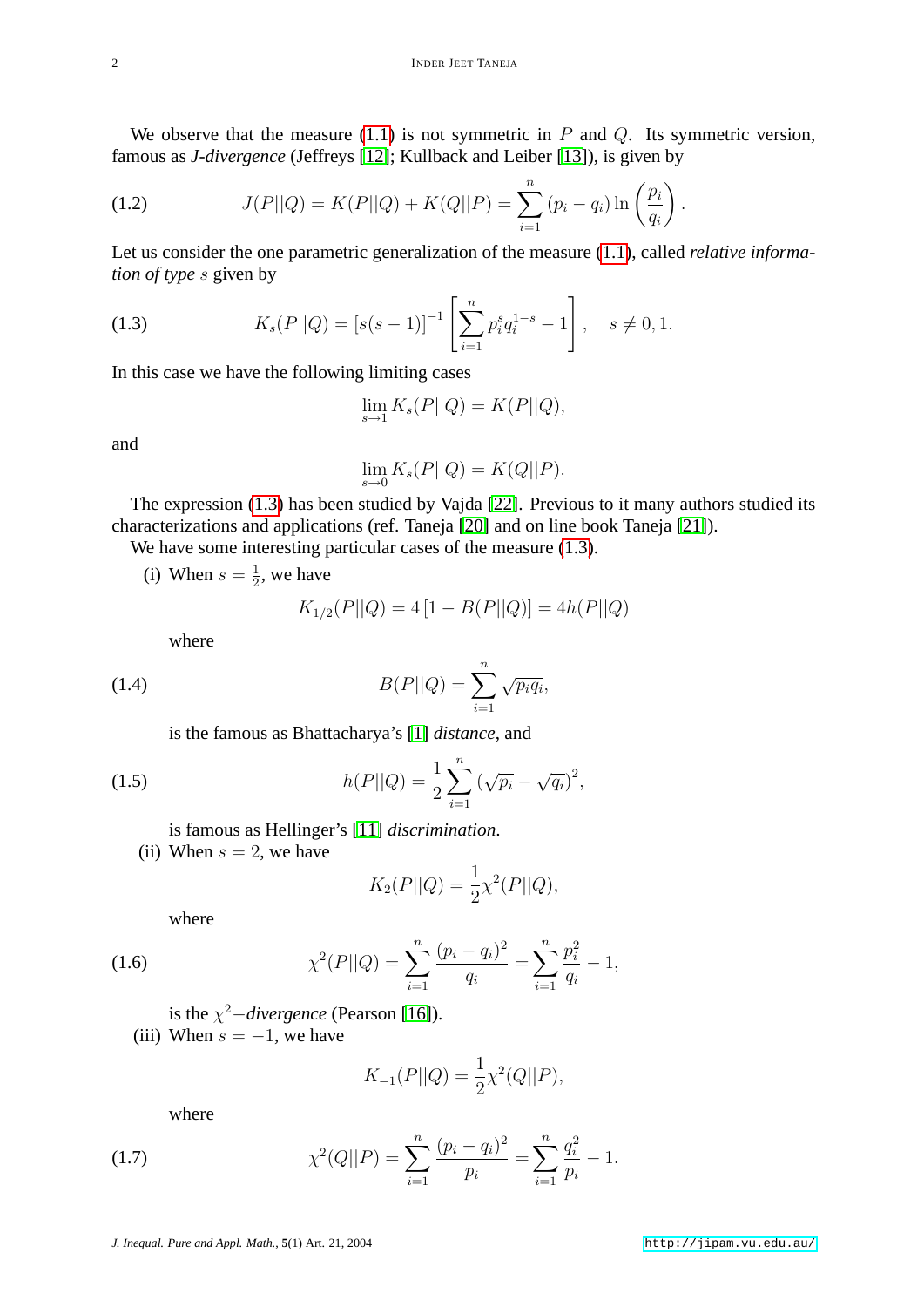We observe that the measure (1.1) is not symmetric in $P$ and $Q$. Its symmetric version, famous as *J-divergence* (Jeffreys [12]; Kullback and Leiber [13]), is given by

$$J(P||Q) = K(P||Q) + K(Q||P) = \sum_{i=1}^{n} (p_i - q_i) \ln\left(\frac{p_i}{q_i}\right). \tag{1.2}$$

Let us consider the one parametric generalization of the measure (1.1), called *relative information of type* $s$ given by

$$K_s(P||Q) = [s(s-1)]^{-1} \left[\sum_{i=1}^{n} p_i^s q_i^{1-s} - 1\right], \quad s \neq 0, 1. \tag{1.3}$$

In this case we have the following limiting cases

$$\lim_{s \to 1} K_s(P||Q) = K(P||Q),$$

and

$$\lim_{s \to 0} K_s(P||Q) = K(Q||P).$$

The expression (1.3) has been studied by Vajda [22]. Previous to it many authors studied its characterizations and applications (ref. Taneja [20] and on line book Taneja [21]).

We have some interesting particular cases of the measure (1.3).

(i) When $s = \frac{1}{2}$, we have

$$K_{1/2}(P||Q) = 4\left[1 - B(P||Q)\right] = 4h(P||Q)$$

where

$$B(P||Q) = \sum_{i=1}^{n} \sqrt{p_i q_i}, \tag{1.4}$$

is the famous as Bhattacharya's [1] *distance*, and

$$h(P||Q) = \frac{1}{2}\sum_{i=1}^{n} (\sqrt{p_i} - \sqrt{q_i})^2, \tag{1.5}$$

is famous as Hellinger's [11] *discrimination*.

(ii) When $s = 2$, we have

$$K_2(P||Q) = \frac{1}{2}\chi^2(P||Q),$$

where

$$\chi^2(P||Q) = \sum_{i=1}^{n} \frac{(p_i - q_i)^2}{q_i} = \sum_{i=1}^{n} \frac{p_i^2}{q_i} - 1, \tag{1.6}$$

is the $\chi^2-$*divergence* (Pearson [16]).

(iii) When $s = -1$, we have

$$K_{-1}(P||Q) = \frac{1}{2}\chi^2(Q||P),$$

where

$$\chi^2(Q||P) = \sum_{i=1}^{n} \frac{(p_i - q_i)^2}{p_i} = \sum_{i=1}^{n} \frac{q_i^2}{p_i} - 1. \tag{1.7}$$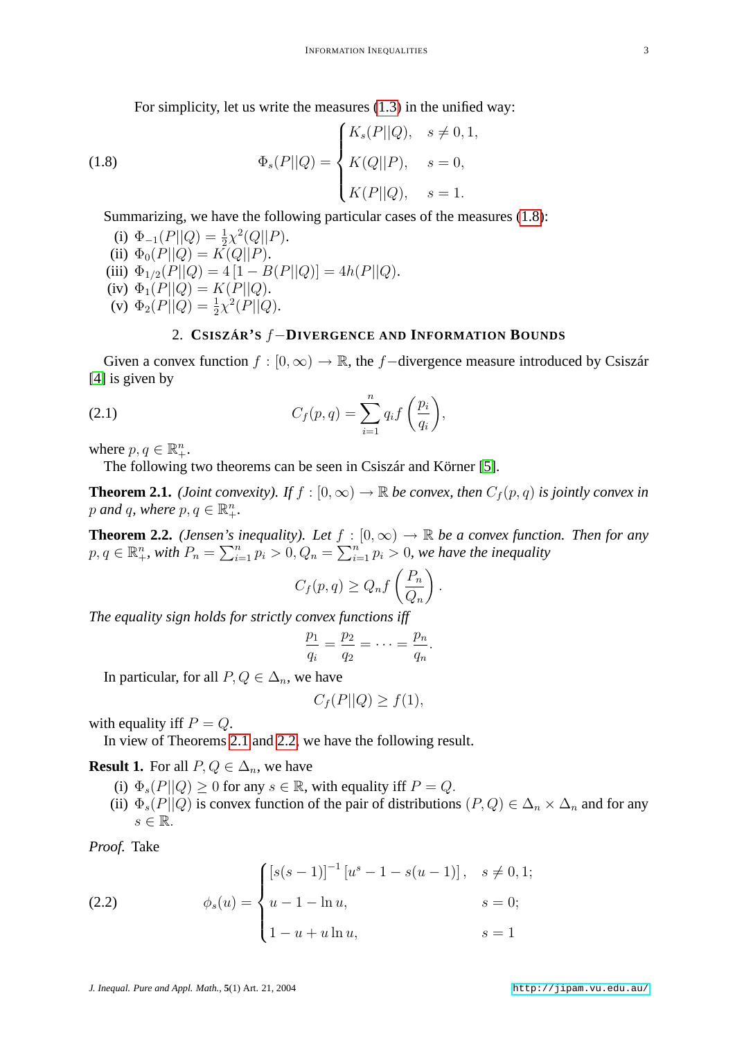For simplicity, let us write the measures (1.3) in the unified way:

$$\Phi_s(P||Q) = \begin{cases} K_s(P||Q), & s \neq 0, 1, \\ K(Q||P), & s = 0, \\ K(P||Q), & s = 1. \end{cases} \tag{1.8}$$

Summarizing, we have the following particular cases of the measures (1.8):

(i) $\Phi_{-1}(P||Q) = \frac{1}{2}\chi^2(Q||P)$.
(ii) $\Phi_0(P||Q) = K(Q||P)$.
(iii) $\Phi_{1/2}(P||Q) = 4\left[1 - B(P||Q)\right] = 4h(P||Q)$.
(iv) $\Phi_1(P||Q) = K(P||Q)$.
(v) $\Phi_2(P||Q) = \frac{1}{2}\chi^2(P||Q)$.

## 2. Csiszár's $f$−Divergence and Information Bounds

Given a convex function $f : [0, \infty) \to \mathbb{R}$, the $f$−divergence measure introduced by Csiszár [4] is given by

$$C_f(p, q) = \sum_{i=1}^{n} q_i f\left(\frac{p_i}{q_i}\right), \tag{2.1}$$

where $p, q \in \mathbb{R}^n_+$.

The following two theorems can be seen in Csiszár and Körner [5].

**Theorem 2.1.** *(Joint convexity). If $f : [0, \infty) \to \mathbb{R}$ be convex, then $C_f(p, q)$ is jointly convex in $p$ and $q$, where $p, q \in \mathbb{R}^n_+$.*

**Theorem 2.2.** *(Jensen's inequality). Let $f : [0, \infty) \to \mathbb{R}$ be a convex function. Then for any $p, q \in \mathbb{R}^n_+$, with $P_n = \sum_{i=1}^{n} p_i > 0$, $Q_n = \sum_{i=1}^{n} p_i > 0$, we have the inequality*

$$C_f(p, q) \geq Q_n f\left(\frac{P_n}{Q_n}\right).$$

*The equality sign holds for strictly convex functions iff*

$$\frac{p_1}{q_i} = \frac{p_2}{q_2} = \cdots = \frac{p_n}{q_n}.$$

In particular, for all $P, Q \in \Delta_n$, we have

$$C_f(P||Q) \geq f(1),$$

with equality iff $P = Q$.

In view of Theorems 2.1 and 2.2, we have the following result.

**Result 1.** For all $P, Q \in \Delta_n$, we have

(i) $\Phi_s(P||Q) \geq 0$ for any $s \in \mathbb{R}$, with equality iff $P = Q$.
(ii) $\Phi_s(P||Q)$ is convex function of the pair of distributions $(P, Q) \in \Delta_n \times \Delta_n$ and for any $s \in \mathbb{R}$.

*Proof.* Take

$$\phi_s(u) = \begin{cases} \left[s(s-1)\right]^{-1}\left[u^s - 1 - s(u-1)\right], & s \neq 0, 1; \\ u - 1 - \ln u, & s = 0; \\ 1 - u + u \ln u, & s = 1 \end{cases} \tag{2.2}$$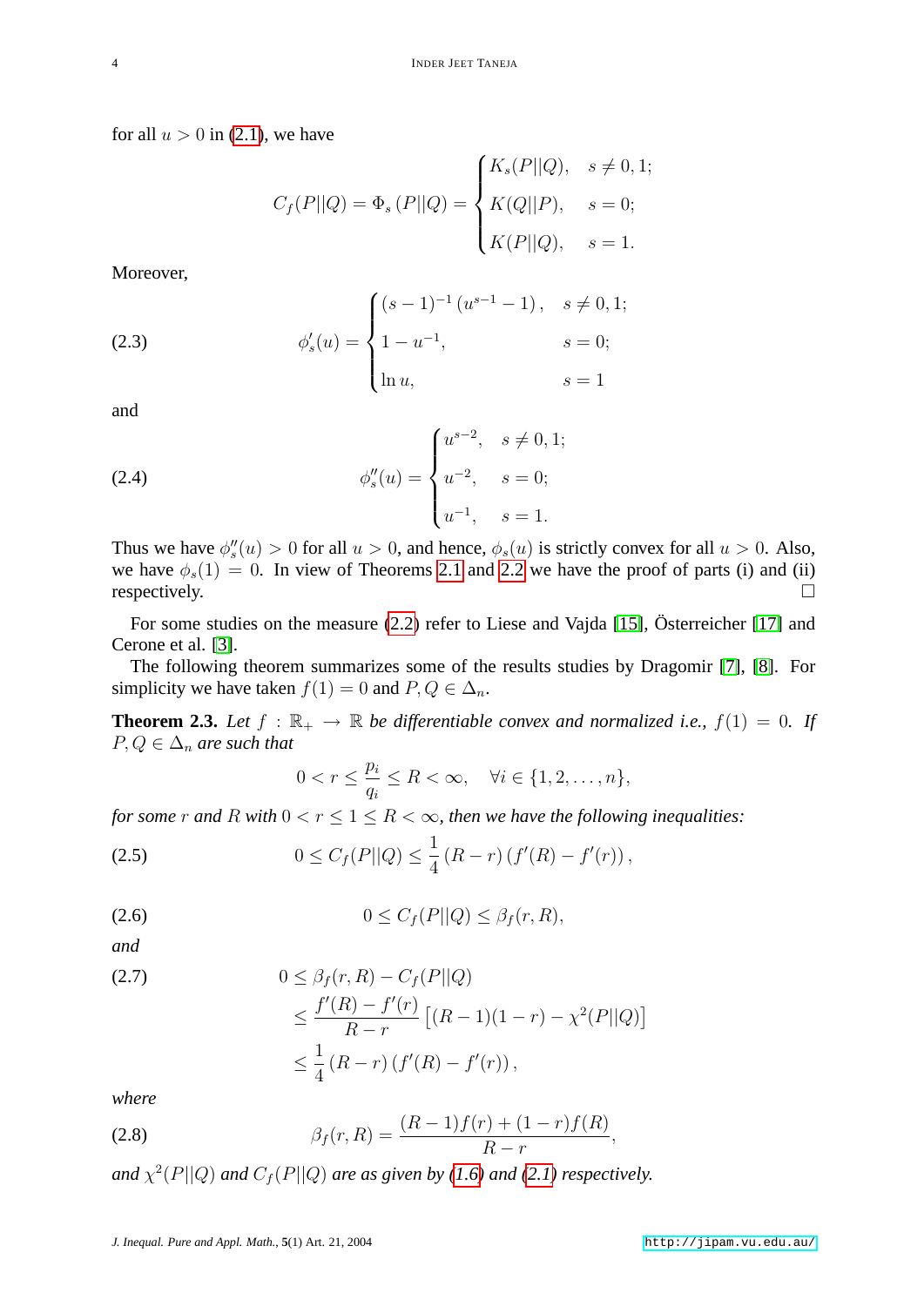for all $u > 0$ in (2.1), we have

$$C_f(P||Q) = \Phi_s(P||Q) = \begin{cases} K_s(P||Q), & s \neq 0, 1; \\ K(Q||P), & s = 0; \\ K(P||Q), & s = 1. \end{cases}$$

Moreover,

$$\phi_s'(u) = \begin{cases} (s-1)^{-1}\left(u^{s-1} - 1\right), & s \neq 0, 1; \\ 1 - u^{-1}, & s = 0; \\ \ln u, & s = 1 \end{cases} \tag{2.3}$$

and

$$\phi_s''(u) = \begin{cases} u^{s-2}, & s \neq 0, 1; \\ u^{-2}, & s = 0; \\ u^{-1}, & s = 1. \end{cases} \tag{2.4}$$

Thus we have $\phi_s''(u) > 0$ for all $u > 0$, and hence, $\phi_s(u)$ is strictly convex for all $u > 0$. Also, we have $\phi_s(1) = 0$. In view of Theorems 2.1 and 2.2 we have the proof of parts (i) and (ii) respectively. □

For some studies on the measure (2.2) refer to Liese and Vajda [15], Österreicher [17] and Cerone et al. [3].

The following theorem summarizes some of the results studies by Dragomir [7], [8]. For simplicity we have taken $f(1) = 0$ and $P, Q \in \Delta_n$.

**Theorem 2.3.** *Let $f : \mathbb{R}_+ \to \mathbb{R}$ be differentiable convex and normalized i.e., $f(1) = 0$. If $P, Q \in \Delta_n$ are such that*

$$0 < r \leq \frac{p_i}{q_i} \leq R < \infty, \quad \forall i \in \{1, 2, \ldots, n\},$$

*for some $r$ and $R$ with $0 < r \leq 1 \leq R < \infty$, then we have the following inequalities:*

$$0 \leq C_f(P||Q) \leq \frac{1}{4}(R - r)\left(f'(R) - f'(r)\right), \tag{2.5}$$

$$0 \leq C_f(P||Q) \leq \beta_f(r, R), \tag{2.6}$$

*and*

$$\begin{aligned} 0 &\leq \beta_f(r, R) - C_f(P||Q) \\ &\leq \frac{f'(R) - f'(r)}{R - r}\left[(R-1)(1-r) - \chi^2(P||Q)\right] \\ &\leq \frac{1}{4}(R - r)\left(f'(R) - f'(r)\right), \end{aligned} \tag{2.7}$$

*where*

$$\beta_f(r, R) = \frac{(R-1)f(r) + (1-r)f(R)}{R - r}, \tag{2.8}$$

*and $\chi^2(P||Q)$ and $C_f(P||Q)$ are as given by (1.6) and (2.1) respectively.*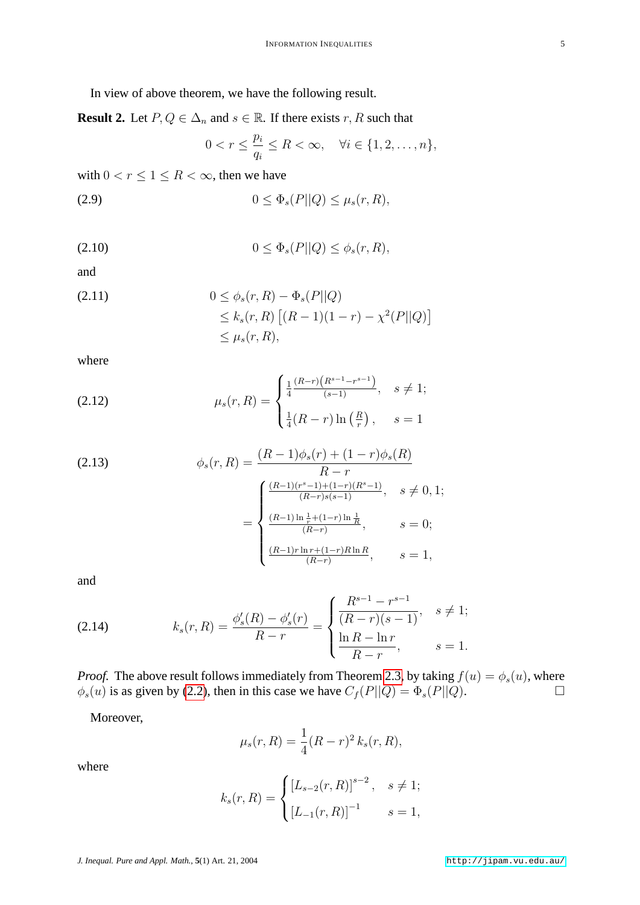In view of above theorem, we have the following result.

**Result 2.** Let $P, Q \in \Delta_n$ and $s \in \mathbb{R}$. If there exists $r, R$ such that

$$0 < r \leq \frac{p_i}{q_i} \leq R < \infty, \quad \forall i \in \{1, 2, \ldots, n\},$$

with $0 < r \leq 1 \leq R < \infty$, then we have

$$0 \leq \Phi_s(P||Q) \leq \mu_s(r, R), \tag{2.9}$$

$$0 \leq \Phi_s(P||Q) \leq \phi_s(r, R), \tag{2.10}$$

and

$$\begin{aligned} 0 &\leq \phi_s(r, R) - \Phi_s(P||Q) \\ &\leq k_s(r, R)\left[(R-1)(1-r) - \chi^2(P||Q)\right] \\ &\leq \mu_s(r, R), \end{aligned} \tag{2.11}$$

where

$$\mu_s(r, R) = \begin{cases} \frac{1}{4}\frac{(R-r)\left(R^{s-1} - r^{s-1}\right)}{(s-1)}, & s \neq 1; \\ \frac{1}{4}(R-r)\ln\left(\frac{R}{r}\right), & s = 1 \end{cases} \tag{2.12}$$

$$\begin{aligned} \phi_s(r, R) &= \frac{(R-1)\phi_s(r) + (1-r)\phi_s(R)}{R-r} \\ &= \begin{cases} \frac{(R-1)(r^s-1) + (1-r)(R^s-1)}{(R-r)s(s-1)}, & s \neq 0, 1; \\ \frac{(R-1)\ln\frac{1}{r} + (1-r)\ln\frac{1}{R}}{(R-r)}, & s = 0; \\ \frac{(R-1)r\ln r + (1-r)R\ln R}{(R-r)}, & s = 1, \end{cases} \end{aligned} \tag{2.13}$$

and

$$k_s(r, R) = \frac{\phi_s'(R) - \phi_s'(r)}{R-r} = \begin{cases} \dfrac{R^{s-1} - r^{s-1}}{(R-r)(s-1)}, & s \neq 1; \\ \dfrac{\ln R - \ln r}{R-r}, & s = 1. \end{cases} \tag{2.14}$$

*Proof.* The above result follows immediately from Theorem 2.3, by taking $f(u) = \phi_s(u)$, where $\phi_s(u)$ is as given by (2.2), then in this case we have $C_f(P||Q) = \Phi_s(P||Q)$. □

Moreover,

$$\mu_s(r, R) = \frac{1}{4}(R-r)^2\, k_s(r, R),$$

where

$$k_s(r, R) = \begin{cases} \left[L_{s-2}(r, R)\right]^{s-2}, & s \neq 1; \\ \left[L_{-1}(r, R)\right]^{-1} & s = 1, \end{cases}$$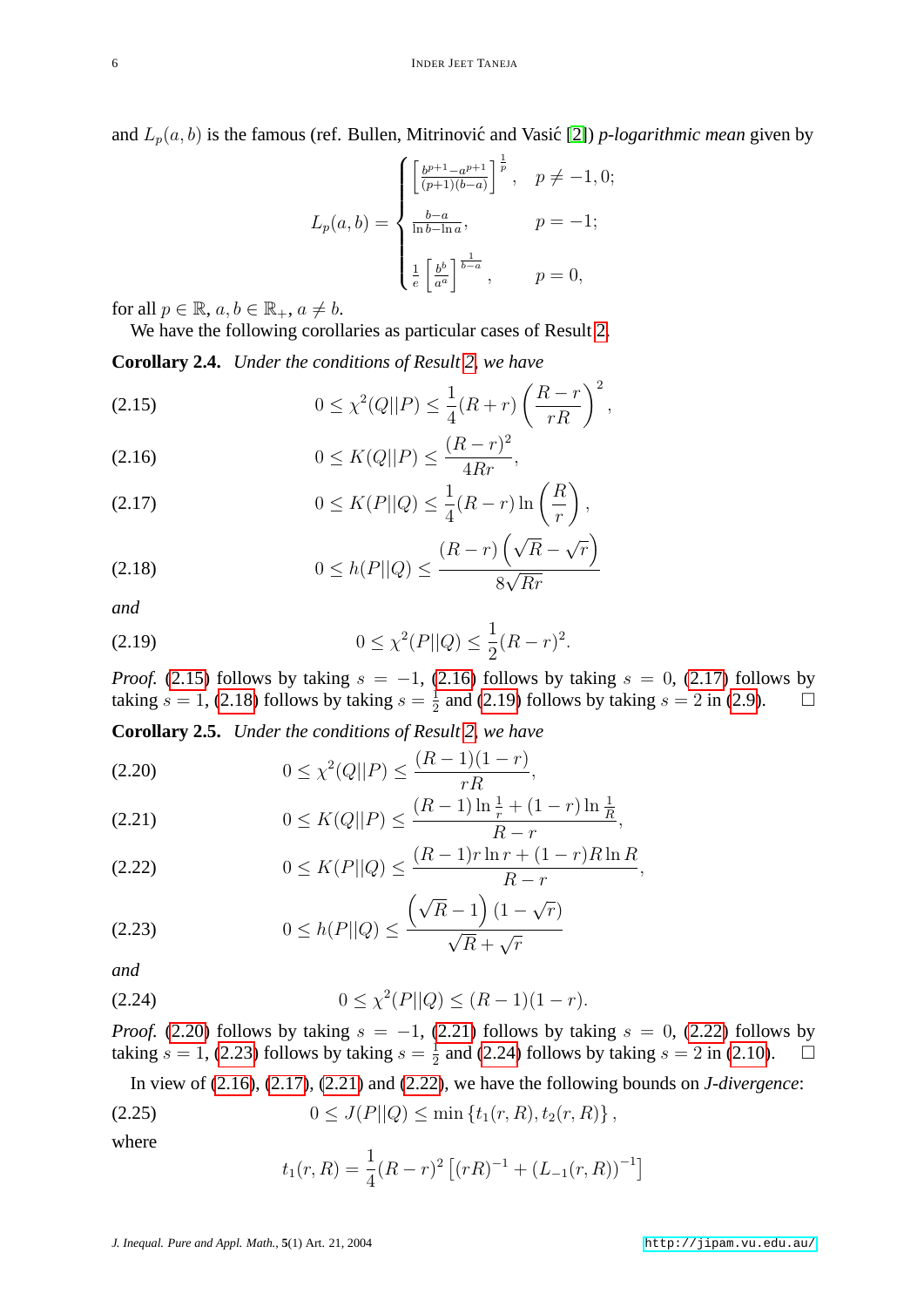and $L_p(a,b)$ is the famous (ref. Bullen, Mitrinović and Vasić [2]) *p-logarithmic mean* given by

$$L_p(a,b) = \begin{cases} \left[\frac{b^{p+1}-a^{p+1}}{(p+1)(b-a)}\right]^{\frac{1}{p}}, & p \neq -1, 0; \\ \frac{b-a}{\ln b - \ln a}, & p = -1; \\ \frac{1}{e}\left[\frac{b^b}{a^a}\right]^{\frac{1}{b-a}}, & p = 0, \end{cases}$$

for all $p \in \mathbb{R}$, $a, b \in \mathbb{R}_+$, $a \neq b$.

We have the following corollaries as particular cases of Result 2.

**Corollary 2.4.** *Under the conditions of Result 2, we have*

$$0 \leq \chi^2(Q||P) \leq \frac{1}{4}(R+r)\left(\frac{R-r}{rR}\right)^2, \tag{2.15}$$

$$0 \leq K(Q||P) \leq \frac{(R-r)^2}{4Rr}, \tag{2.16}$$

$$0 \leq K(P||Q) \leq \frac{1}{4}(R-r)\ln\left(\frac{R}{r}\right), \tag{2.17}$$

$$0 \leq h(P||Q) \leq \frac{(R-r)\left(\sqrt{R}-\sqrt{r}\right)}{8\sqrt{Rr}} \tag{2.18}$$

*and*

$$0 \leq \chi^2(P||Q) \leq \frac{1}{2}(R-r)^2. \tag{2.19}$$

*Proof.* (2.15) follows by taking $s = -1$, (2.16) follows by taking $s = 0$, (2.17) follows by taking $s = 1$, (2.18) follows by taking $s = \frac{1}{2}$ and (2.19) follows by taking $s = 2$ in (2.9). □

**Corollary 2.5.** *Under the conditions of Result 2, we have*

$$0 \leq \chi^2(Q||P) \leq \frac{(R-1)(1-r)}{rR}, \tag{2.20}$$

$$0 \leq K(Q||P) \leq \frac{(R-1)\ln\frac{1}{r} + (1-r)\ln\frac{1}{R}}{R-r}, \tag{2.21}$$

$$0 \leq K(P||Q) \leq \frac{(R-1)r\ln r + (1-r)R\ln R}{R-r}, \tag{2.22}$$

$$0 \leq h(P||Q) \leq \frac{\left(\sqrt{R}-1\right)(1-\sqrt{r})}{\sqrt{R}+\sqrt{r}} \tag{2.23}$$

*and*

$$0 \leq \chi^2(P||Q) \leq (R-1)(1-r). \tag{2.24}$$

*Proof.* (2.20) follows by taking $s = -1$, (2.21) follows by taking $s = 0$, (2.22) follows by taking $s = 1$, (2.23) follows by taking $s = \frac{1}{2}$ and (2.24) follows by taking $s = 2$ in (2.10). □

In view of (2.16), (2.17), (2.21) and (2.22), we have the following bounds on *J-divergence*:

$$0 \leq J(P||Q) \leq \min\{t_1(r,R), t_2(r,R)\}, \tag{2.25}$$

where

$$t_1(r,R) = \frac{1}{4}(R-r)^2\left[(rR)^{-1} + (L_{-1}(r,R))^{-1}\right]$$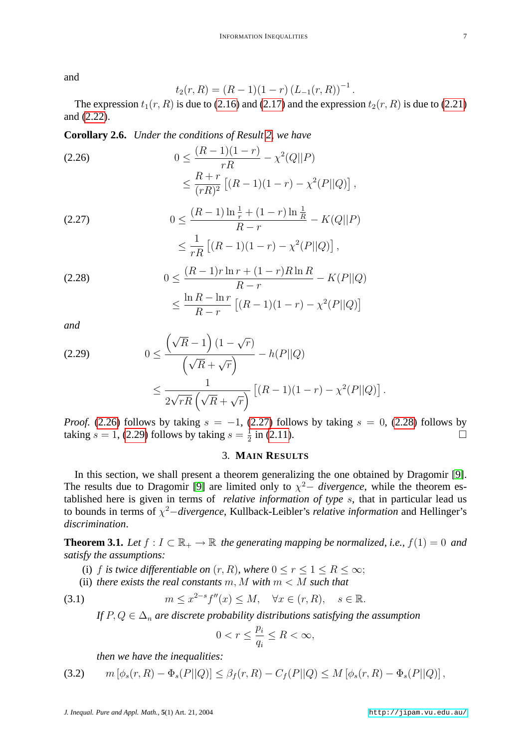and

$$t_2(r,R) = (R-1)(1-r)\left(L_{-1}(r,R)\right)^{-1}.$$

The expression $t_1(r,R)$ is due to (2.16) and (2.17) and the expression $t_2(r,R)$ is due to (2.21) and (2.22).

**Corollary 2.6.** *Under the conditions of Result 2, we have*

$$0 \le \frac{(R-1)(1-r)}{rR} - \chi^2(Q||P) \le \frac{R+r}{(rR)^2}\left[(R-1)(1-r) - \chi^2(P||Q)\right], \tag{2.26}$$

$$0 \le \frac{(R-1)\ln\frac{1}{r} + (1-r)\ln\frac{1}{R}}{R-r} - K(Q||P) \le \frac{1}{rR}\left[(R-1)(1-r) - \chi^2(P||Q)\right], \tag{2.27}$$

$$0 \le \frac{(R-1)r\ln r + (1-r)R\ln R}{R-r} - K(P||Q) \le \frac{\ln R - \ln r}{R-r}\left[(R-1)(1-r) - \chi^2(P||Q)\right] \tag{2.28}$$

*and*

$$0 \le \frac{\left(\sqrt{R}-1\right)(1-\sqrt{r})}{\left(\sqrt{R}+\sqrt{r}\right)} - h(P||Q) \le \frac{1}{2\sqrt{rR}\left(\sqrt{R}+\sqrt{r}\right)}\left[(R-1)(1-r) - \chi^2(P||Q)\right]. \tag{2.29}$$

*Proof.* (2.26) follows by taking $s=-1$, (2.27) follows by taking $s=0$, (2.28) follows by taking $s=1$, (2.29) follows by taking $s=\frac{1}{2}$ in (2.11). $\square$

## 3. Main Results

In this section, we shall present a theorem generalizing the one obtained by Dragomir [9]. The results due to Dragomir [9] are limited only to $\chi^2-$ *divergence*, while the theorem established here is given in terms of *relative information of type* $s$, that in particular lead us to bounds in terms of $\chi^2-$*divergence*, Kullback-Leibler's *relative information* and Hellinger's *discrimination*.

**Theorem 3.1.** *Let* $f : I \subset \mathbb{R}_+ \to \mathbb{R}$ *the generating mapping be normalized, i.e.,* $f(1)=0$ *and satisfy the assumptions:*

(i) $f$ *is twice differentiable on* $(r,R)$*, where* $0 \le r \le 1 \le R \le \infty$;

(ii) *there exists the real constants* $m, M$ *with* $m < M$ *such that*

$$m \le x^{2-s} f''(x) \le M, \quad \forall x \in (r,R), \quad s \in \mathbb{R}. \tag{3.1}$$

*If* $P, Q \in \Delta_n$ *are discrete probability distributions satisfying the assumption*

$$0 < r \le \frac{p_i}{q_i} \le R < \infty,$$

*then we have the inequalities:*

$$m\left[\phi_s(r,R) - \Phi_s(P||Q)\right] \le \beta_f(r,R) - C_f(P||Q) \le M\left[\phi_s(r,R) - \Phi_s(P||Q)\right], \tag{3.2}$$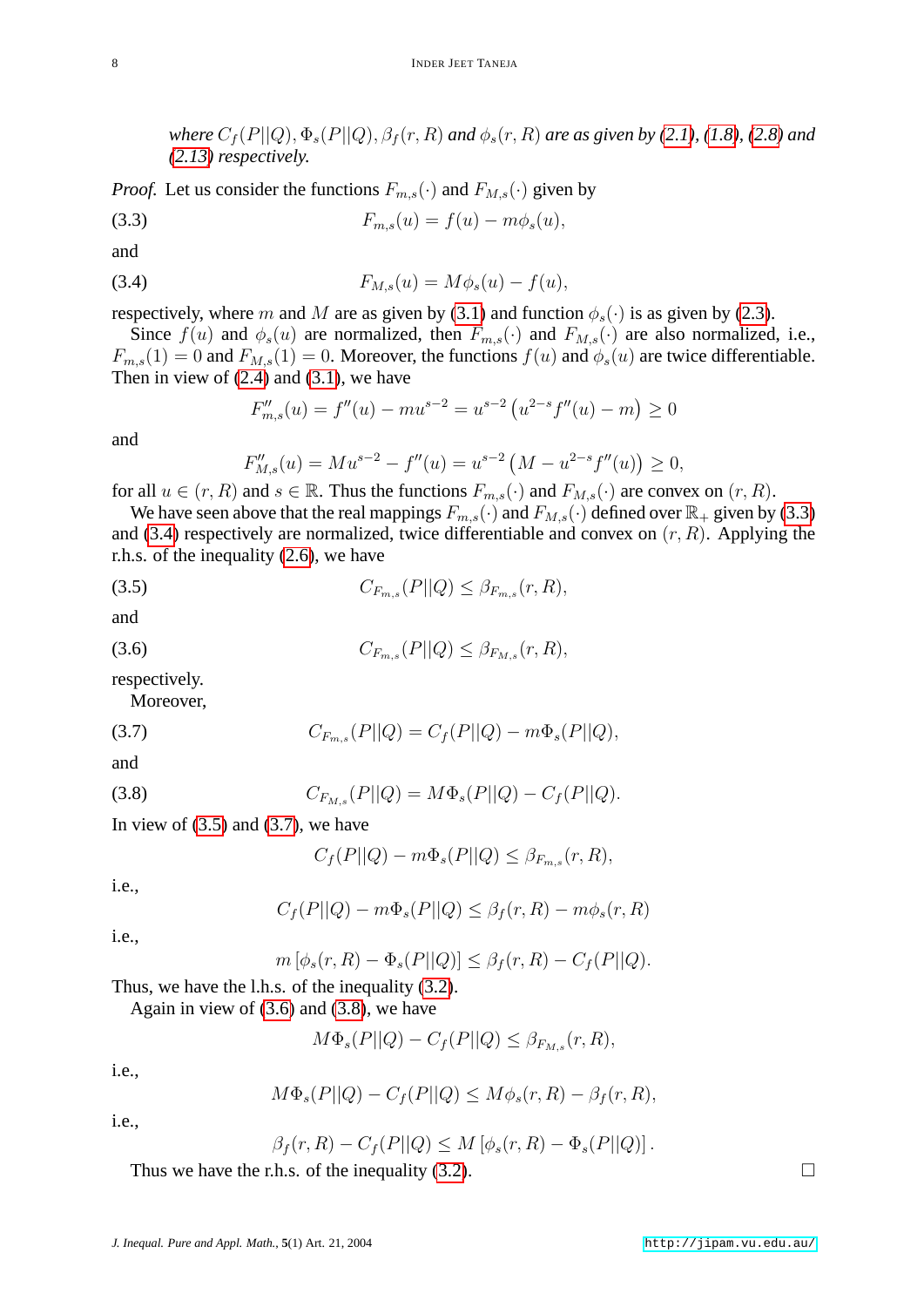*where $C_f(P||Q), \Phi_s(P||Q), \beta_f(r,R)$ and $\phi_s(r,R)$ are as given by (2.1), (1.8), (2.8) and (2.13) respectively.*

*Proof.* Let us consider the functions $F_{m,s}(\cdot)$ and $F_{M,s}(\cdot)$ given by

$$F_{m,s}(u) = f(u) - m\phi_s(u), \tag{3.3}$$

and

$$F_{M,s}(u) = M\phi_s(u) - f(u), \tag{3.4}$$

respectively, where $m$ and $M$ are as given by (3.1) and function $\phi_s(\cdot)$ is as given by (2.3).

Since $f(u)$ and $\phi_s(u)$ are normalized, then $F_{m,s}(\cdot)$ and $F_{M,s}(\cdot)$ are also normalized, i.e., $F_{m,s}(1) = 0$ and $F_{M,s}(1) = 0$. Moreover, the functions $f(u)$ and $\phi_s(u)$ are twice differentiable. Then in view of (2.4) and (3.1), we have

$$F''_{m,s}(u) = f''(u) - mu^{s-2} = u^{s-2}\left(u^{2-s}f''(u) - m\right) \geq 0$$

and

$$F''_{M,s}(u) = Mu^{s-2} - f''(u) = u^{s-2}\left(M - u^{2-s}f''(u)\right) \geq 0,$$

for all $u \in (r,R)$ and $s \in \mathbb{R}$. Thus the functions $F_{m,s}(\cdot)$ and $F_{M,s}(\cdot)$ are convex on $(r,R)$.

We have seen above that the real mappings $F_{m,s}(\cdot)$ and $F_{M,s}(\cdot)$ defined over $\mathbb{R}_+$ given by (3.3) and (3.4) respectively are normalized, twice differentiable and convex on $(r,R)$. Applying the r.h.s. of the inequality (2.6), we have

$$C_{F_{m,s}}(P||Q) \leq \beta_{F_{m,s}}(r,R), \tag{3.5}$$

and

$$C_{F_{m,s}}(P||Q) \leq \beta_{F_{M,s}}(r,R), \tag{3.6}$$

respectively.

Moreover,

$$C_{F_{m,s}}(P||Q) = C_f(P||Q) - m\Phi_s(P||Q), \tag{3.7}$$

and

$$C_{F_{M,s}}(P||Q) = M\Phi_s(P||Q) - C_f(P||Q). \tag{3.8}$$

In view of (3.5) and (3.7), we have

$$C_f(P||Q) - m\Phi_s(P||Q) \leq \beta_{F_{m,s}}(r,R),$$

i.e.,

$$C_f(P||Q) - m\Phi_s(P||Q) \leq \beta_f(r,R) - m\phi_s(r,R)$$

i.e.,

$$m\left[\phi_s(r,R) - \Phi_s(P||Q)\right] \leq \beta_f(r,R) - C_f(P||Q).$$

Thus, we have the l.h.s. of the inequality (3.2).

Again in view of (3.6) and (3.8), we have

$$M\Phi_s(P||Q) - C_f(P||Q) \leq \beta_{F_{M,s}}(r,R),$$

i.e.,

$$M\Phi_s(P||Q) - C_f(P||Q) \leq M\phi_s(r,R) - \beta_f(r,R),$$

i.e.,

$$\beta_f(r,R) - C_f(P||Q) \leq M\left[\phi_s(r,R) - \Phi_s(P||Q)\right].$$

Thus we have the r.h.s. of the inequality (3.2). □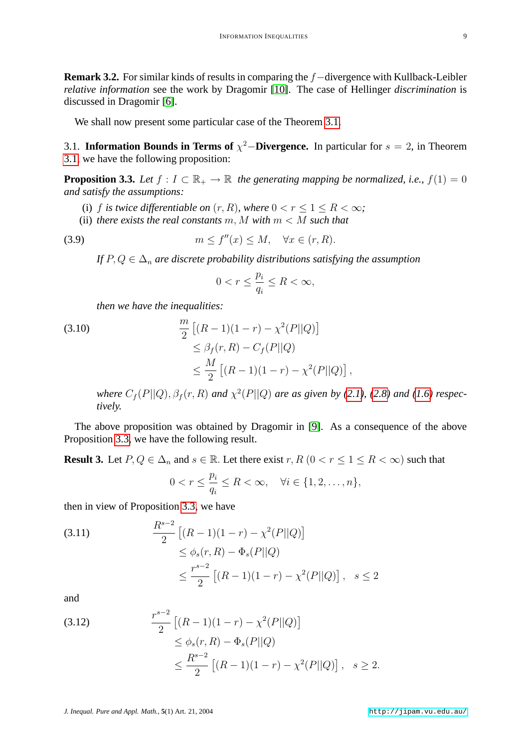**Remark 3.2.** For similar kinds of results in comparing the $f-$divergence with Kullback-Leibler *relative information* see the work by Dragomir [10]. The case of Hellinger *discrimination* is discussed in Dragomir [6].

We shall now present some particular case of the Theorem 3.1.

### 3.1. Information Bounds in Terms of $\chi^2-$Divergence.

In particular for $s = 2$, in Theorem 3.1, we have the following proposition:

**Proposition 3.3.** *Let $f : I \subset \mathbb{R}_+ \to \mathbb{R}$ the generating mapping be normalized, i.e., $f(1) = 0$ and satisfy the assumptions:*

- (i) *$f$ is twice differentiable on $(r, R)$, where $0 < r \leq 1 \leq R < \infty$;*
- (ii) *there exists the real constants $m, M$ with $m < M$ such that*

$$m \leq f''(x) \leq M, \quad \forall x \in (r, R). \tag{3.9}$$

*If $P, Q \in \Delta_n$ are discrete probability distributions satisfying the assumption*

$$0 < r \leq \frac{p_i}{q_i} \leq R < \infty,$$

*then we have the inequalities:*

$$\begin{aligned} &\frac{m}{2}\left[(R-1)(1-r) - \chi^2(P||Q)\right] \\ &\quad \leq \beta_f(r, R) - C_f(P||Q) \\ &\quad \leq \frac{M}{2}\left[(R-1)(1-r) - \chi^2(P||Q)\right], \end{aligned} \tag{3.10}$$

*where $C_f(P||Q), \beta_f(r, R)$ and $\chi^2(P||Q)$ are as given by (2.1), (2.8) and (1.6) respectively.*

The above proposition was obtained by Dragomir in [9]. As a consequence of the above Proposition 3.3, we have the following result.

**Result 3.** Let $P, Q \in \Delta_n$ and $s \in \mathbb{R}$. Let there exist $r, R$ $(0 < r \leq 1 \leq R < \infty)$ such that

$$0 < r \leq \frac{p_i}{q_i} \leq R < \infty, \quad \forall i \in \{1, 2, \ldots, n\},$$

then in view of Proposition 3.3, we have

$$\begin{aligned} &\frac{R^{s-2}}{2}\left[(R-1)(1-r) - \chi^2(P||Q)\right] \\ &\quad \leq \phi_s(r, R) - \Phi_s(P||Q) \\ &\quad \leq \frac{r^{s-2}}{2}\left[(R-1)(1-r) - \chi^2(P||Q)\right], \quad s \leq 2 \end{aligned} \tag{3.11}$$

and

$$\begin{aligned} &\frac{r^{s-2}}{2}\left[(R-1)(1-r) - \chi^2(P||Q)\right] \\ &\quad \leq \phi_s(r, R) - \Phi_s(P||Q) \\ &\quad \leq \frac{R^{s-2}}{2}\left[(R-1)(1-r) - \chi^2(P||Q)\right], \quad s \geq 2. \end{aligned} \tag{3.12}$$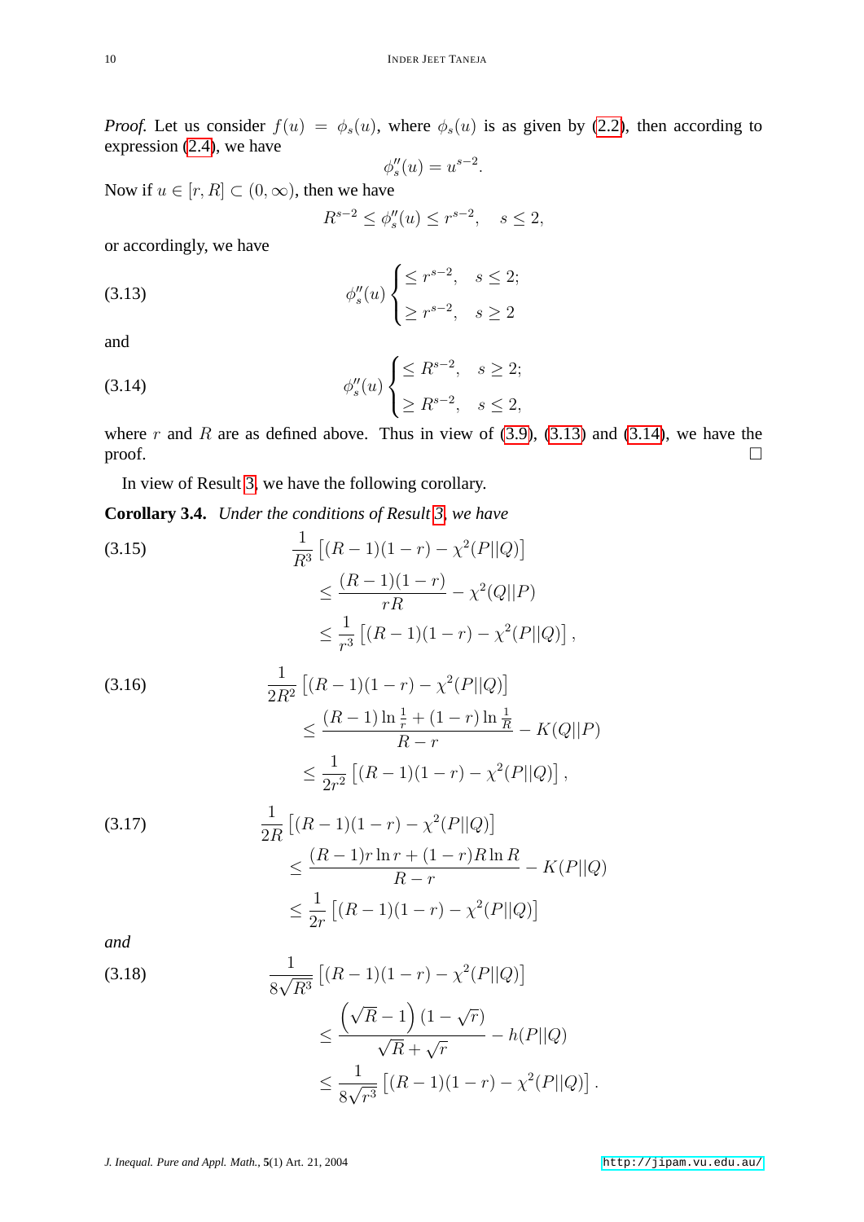*Proof.* Let us consider $f(u) = \phi_s(u)$, where $\phi_s(u)$ is as given by (2.2), then according to expression (2.4), we have

$$\phi_s''(u) = u^{s-2}.$$

Now if $u \in [r, R] \subset (0, \infty)$, then we have

$$R^{s-2} \leq \phi_s''(u) \leq r^{s-2}, \quad s \leq 2,$$

or accordingly, we have

$$\phi_s''(u) \begin{cases} \leq r^{s-2}, & s \leq 2; \\ \geq r^{s-2}, & s \geq 2 \end{cases} \tag{3.13}$$

and

$$\phi_s''(u) \begin{cases} \leq R^{s-2}, & s \geq 2; \\ \geq R^{s-2}, & s \leq 2, \end{cases} \tag{3.14}$$

where $r$ and $R$ are as defined above. Thus in view of (3.9), (3.13) and (3.14), we have the proof. □

In view of Result 3, we have the following corollary.

**Corollary 3.4.** *Under the conditions of Result 3, we have*

$$\begin{aligned} &\frac{1}{R^3}\left[(R-1)(1-r) - \chi^2(P||Q)\right] \\ &\qquad \leq \frac{(R-1)(1-r)}{rR} - \chi^2(Q||P) \\ &\qquad \leq \frac{1}{r^3}\left[(R-1)(1-r) - \chi^2(P||Q)\right], \end{aligned} \tag{3.15}$$

$$\begin{aligned} &\frac{1}{2R^2}\left[(R-1)(1-r) - \chi^2(P||Q)\right] \\ &\qquad \leq \frac{(R-1)\ln\frac{1}{r} + (1-r)\ln\frac{1}{R}}{R-r} - K(Q||P) \\ &\qquad \leq \frac{1}{2r^2}\left[(R-1)(1-r) - \chi^2(P||Q)\right], \end{aligned} \tag{3.16}$$

$$\begin{aligned} &\frac{1}{2R}\left[(R-1)(1-r) - \chi^2(P||Q)\right] \\ &\qquad \leq \frac{(R-1)r\ln r + (1-r)R\ln R}{R-r} - K(P||Q) \\ &\qquad \leq \frac{1}{2r}\left[(R-1)(1-r) - \chi^2(P||Q)\right] \end{aligned} \tag{3.17}$$

*and*

$$\begin{aligned} &\frac{1}{8\sqrt{R^3}}\left[(R-1)(1-r) - \chi^2(P||Q)\right] \\ &\qquad \leq \frac{\left(\sqrt{R}-1\right)(1-\sqrt{r})}{\sqrt{R}+\sqrt{r}} - h(P||Q) \\ &\qquad \leq \frac{1}{8\sqrt{r^3}}\left[(R-1)(1-r) - \chi^2(P||Q)\right]. \end{aligned} \tag{3.18}$$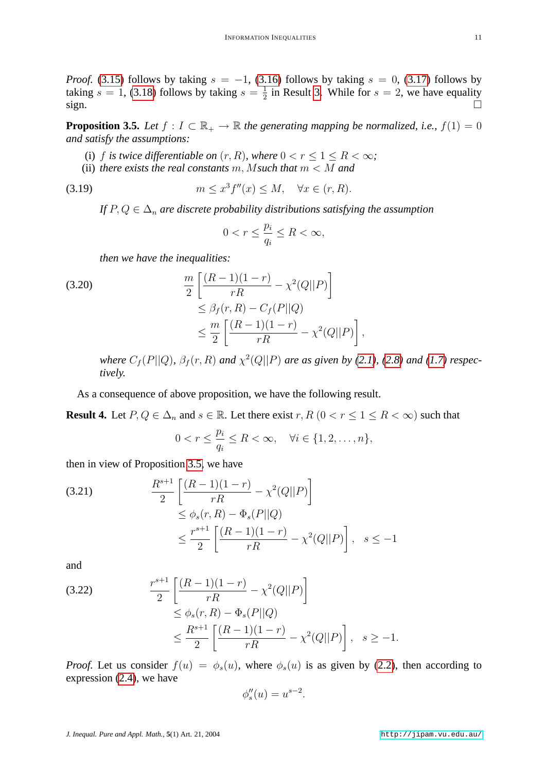*Proof.* (3.15) follows by taking $s = -1$, (3.16) follows by taking $s = 0$, (3.17) follows by taking $s = 1$, (3.18) follows by taking $s = \frac{1}{2}$ in Result 3. While for $s = 2$, we have equality sign. □

**Proposition 3.5.** *Let $f : I \subset \mathbb{R}_+ \to \mathbb{R}$ the generating mapping be normalized, i.e., $f(1) = 0$ and satisfy the assumptions:*

- (i) *$f$ is twice differentiable on $(r, R)$, where $0 < r \leq 1 \leq R < \infty$;*
- (ii) *there exists the real constants $m, M$ such that $m < M$ and*

$$m \leq x^3 f''(x) \leq M, \quad \forall x \in (r, R). \tag{3.19}$$

*If $P, Q \in \Delta_n$ are discrete probability distributions satisfying the assumption*

$$0 < r \leq \frac{p_i}{q_i} \leq R < \infty,$$

*then we have the inequalities:*

$$\begin{aligned} \frac{m}{2}\left[\frac{(R-1)(1-r)}{rR} - \chi^2(Q||P)\right] &\\ \leq \beta_f(r,R) - C_f(P||Q) &\\ \leq \frac{m}{2}\left[\frac{(R-1)(1-r)}{rR} - \chi^2(Q||P)\right], & \end{aligned} \tag{3.20}$$

*where $C_f(P||Q)$, $\beta_f(r, R)$ and $\chi^2(Q||P)$ are as given by (2.1), (2.8) and (1.7) respectively.*

As a consequence of above proposition, we have the following result.

**Result 4.** Let $P, Q \in \Delta_n$ and $s \in \mathbb{R}$. Let there exist $r, R$ $(0 < r \leq 1 \leq R < \infty)$ such that

$$0 < r \leq \frac{p_i}{q_i} \leq R < \infty, \quad \forall i \in \{1, 2, \ldots, n\},$$

then in view of Proposition 3.5, we have

$$\begin{aligned} \frac{R^{s+1}}{2}\left[\frac{(R-1)(1-r)}{rR} - \chi^2(Q||P)\right] &\\ \leq \phi_s(r,R) - \Phi_s(P||Q) &\\ \leq \frac{r^{s+1}}{2}\left[\frac{(R-1)(1-r)}{rR} - \chi^2(Q||P)\right], & \quad s \leq -1 \end{aligned} \tag{3.21}$$

and

$$\begin{aligned} \frac{r^{s+1}}{2}\left[\frac{(R-1)(1-r)}{rR} - \chi^2(Q||P)\right] &\\ \leq \phi_s(r,R) - \Phi_s(P||Q) &\\ \leq \frac{R^{s+1}}{2}\left[\frac{(R-1)(1-r)}{rR} - \chi^2(Q||P)\right], & \quad s \geq -1. \end{aligned} \tag{3.22}$$

*Proof.* Let us consider $f(u) = \phi_s(u)$, where $\phi_s(u)$ is as given by (2.2), then according to expression (2.4), we have

$$\phi_s''(u) = u^{s-2}.$$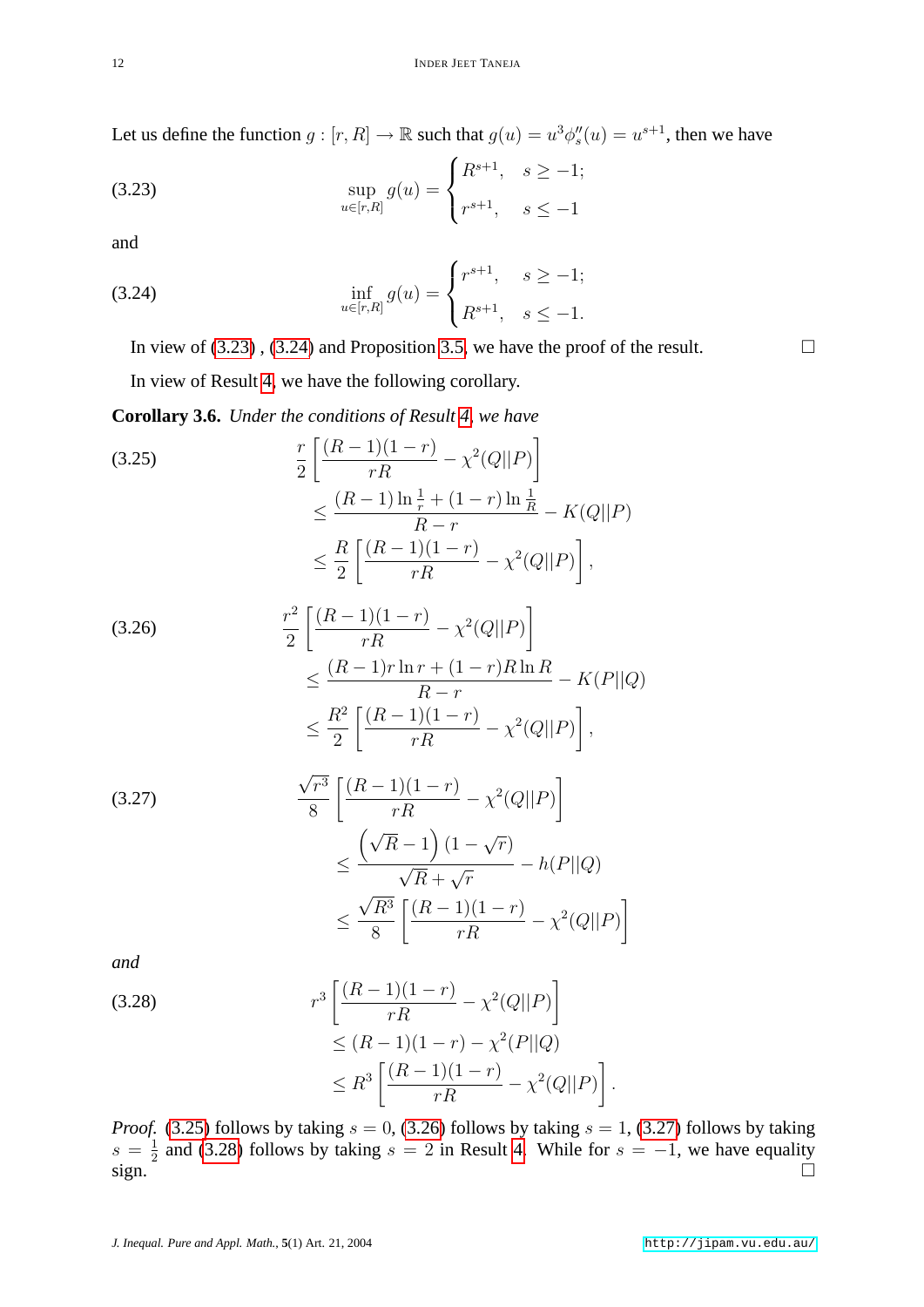Let us define the function $g : [r, R] \to \mathbb{R}$ such that $g(u) = u^3 \phi_s''(u) = u^{s+1}$, then we have

$$\sup_{u \in [r,R]} g(u) = \begin{cases} R^{s+1}, & s \geq -1; \\ r^{s+1}, & s \leq -1 \end{cases} \tag{3.23}$$

and

$$\inf_{u \in [r,R]} g(u) = \begin{cases} r^{s+1}, & s \geq -1; \\ R^{s+1}, & s \leq -1. \end{cases} \tag{3.24}$$

In view of (3.23) , (3.24) and Proposition 3.5, we have the proof of the result. $\square$

In view of Result 4, we have the following corollary.

**Corollary 3.6.** *Under the conditions of Result 4, we have*

$$\begin{aligned} \frac{r}{2} \left[ \frac{(R-1)(1-r)}{rR} - \chi^2(Q||P) \right] &\\ \leq \frac{(R-1)\ln\frac{1}{r} + (1-r)\ln\frac{1}{R}}{R-r} - K(Q||P) &\\ \leq \frac{R}{2} \left[ \frac{(R-1)(1-r)}{rR} - \chi^2(Q||P) \right], & \end{aligned} \tag{3.25}$$

$$\begin{aligned} \frac{r^2}{2} \left[ \frac{(R-1)(1-r)}{rR} - \chi^2(Q||P) \right] &\\ \leq \frac{(R-1)r\ln r + (1-r)R\ln R}{R-r} - K(P||Q) &\\ \leq \frac{R^2}{2} \left[ \frac{(R-1)(1-r)}{rR} - \chi^2(Q||P) \right], & \end{aligned} \tag{3.26}$$

$$\begin{aligned} \frac{\sqrt{r^3}}{8} \left[ \frac{(R-1)(1-r)}{rR} - \chi^2(Q||P) \right] &\\ \leq \frac{\left(\sqrt{R}-1\right)(1-\sqrt{r})}{\sqrt{R}+\sqrt{r}} - h(P||Q) &\\ \leq \frac{\sqrt{R^3}}{8} \left[ \frac{(R-1)(1-r)}{rR} - \chi^2(Q||P) \right] & \end{aligned} \tag{3.27}$$

*and*

$$\begin{aligned} r^3 \left[ \frac{(R-1)(1-r)}{rR} - \chi^2(Q||P) \right] &\\ \leq (R-1)(1-r) - \chi^2(P||Q) &\\ \leq R^3 \left[ \frac{(R-1)(1-r)}{rR} - \chi^2(Q||P) \right]. & \end{aligned} \tag{3.28}$$

*Proof.* (3.25) follows by taking $s = 0$, (3.26) follows by taking $s = 1$, (3.27) follows by taking $s = \frac{1}{2}$ and (3.28) follows by taking $s = 2$ in Result 4. While for $s = -1$, we have equality sign. $\square$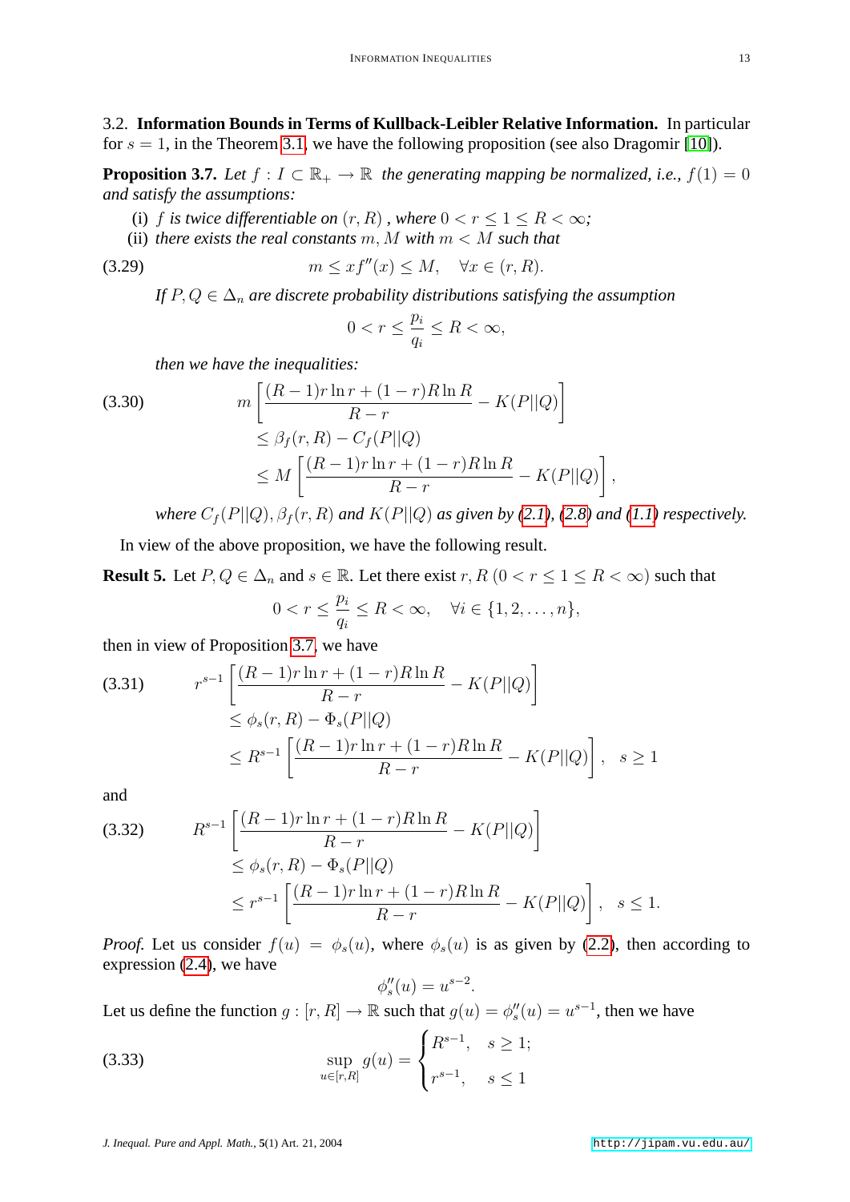3.2. **Information Bounds in Terms of Kullback-Leibler Relative Information.** In particular for $s = 1$, in the Theorem 3.1, we have the following proposition (see also Dragomir [10]).

**Proposition 3.7.** *Let $f : I \subset \mathbb{R}_+ \to \mathbb{R}$ the generating mapping be normalized, i.e., $f(1) = 0$ and satisfy the assumptions:*

(i) *$f$ is twice differentiable on $(r, R)$, where $0 < r \leq 1 \leq R < \infty$;*
(ii) *there exists the real constants $m, M$ with $m < M$ such that*

$$m \leq x f''(x) \leq M, \quad \forall x \in (r, R). \tag{3.29}$$

*If $P, Q \in \Delta_n$ are discrete probability distributions satisfying the assumption*

$$0 < r \leq \frac{p_i}{q_i} \leq R < \infty,$$

*then we have the inequalities:*

$$\begin{aligned} m &\left[ \frac{(R-1) r \ln r + (1-r) R \ln R}{R-r} - K(P||Q) \right] \\ &\leq \beta_f(r, R) - C_f(P||Q) \\ &\leq M \left[ \frac{(R-1) r \ln r + (1-r) R \ln R}{R-r} - K(P||Q) \right], \end{aligned} \tag{3.30}$$

*where $C_f(P||Q)$, $\beta_f(r, R)$ and $K(P||Q)$ as given by (2.1), (2.8) and (1.1) respectively.*

In view of the above proposition, we have the following result.

**Result 5.** Let $P, Q \in \Delta_n$ and $s \in \mathbb{R}$. Let there exist $r, R$ $(0 < r \leq 1 \leq R < \infty)$ such that

$$0 < r \leq \frac{p_i}{q_i} \leq R < \infty, \quad \forall i \in \{1, 2, \ldots, n\},$$

then in view of Proposition 3.7, we have

$$\begin{aligned} r^{s-1} &\left[ \frac{(R-1) r \ln r + (1-r) R \ln R}{R-r} - K(P||Q) \right] \\ &\leq \phi_s(r, R) - \Phi_s(P||Q) \\ &\leq R^{s-1} \left[ \frac{(R-1) r \ln r + (1-r) R \ln R}{R-r} - K(P||Q) \right], \quad s \geq 1 \end{aligned} \tag{3.31}$$

and

$$\begin{aligned} R^{s-1} &\left[ \frac{(R-1) r \ln r + (1-r) R \ln R}{R-r} - K(P||Q) \right] \\ &\leq \phi_s(r, R) - \Phi_s(P||Q) \\ &\leq r^{s-1} \left[ \frac{(R-1) r \ln r + (1-r) R \ln R}{R-r} - K(P||Q) \right], \quad s \leq 1. \end{aligned} \tag{3.32}$$

*Proof.* Let us consider $f(u) = \phi_s(u)$, where $\phi_s(u)$ is as given by (2.2), then according to expression (2.4), we have

$$\phi_s''(u) = u^{s-2}.$$

Let us define the function $g : [r, R] \to \mathbb{R}$ such that $g(u) = \phi_s''(u) = u^{s-1}$, then we have

$$\sup_{u \in [r,R]} g(u) = \begin{cases} R^{s-1}, & s \geq 1; \\ r^{s-1}, & s \leq 1 \end{cases} \tag{3.33}$$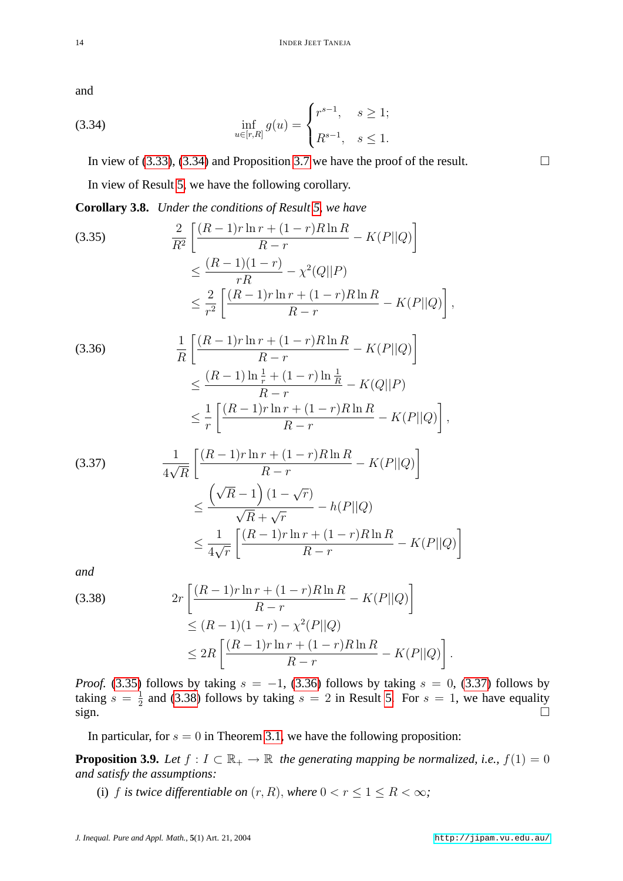and

$$\inf_{u\in[r,R]} g(u) = \begin{cases} r^{s-1}, & s \geq 1; \\ R^{s-1}, & s \leq 1. \end{cases} \tag{3.34}$$

In view of (3.33), (3.34) and Proposition 3.7 we have the proof of the result. □

In view of Result 5, we have the following corollary.

**Corollary 3.8.** *Under the conditions of Result 5, we have*

$$\begin{aligned} &\frac{2}{R^2}\left[\frac{(R-1)r\ln r + (1-r)R\ln R}{R-r} - K(P||Q)\right] \\ &\leq \frac{(R-1)(1-r)}{rR} - \chi^2(Q||P) \\ &\leq \frac{2}{r^2}\left[\frac{(R-1)r\ln r + (1-r)R\ln R}{R-r} - K(P||Q)\right], \end{aligned} \tag{3.35}$$

$$\begin{aligned} &\frac{1}{R}\left[\frac{(R-1)r\ln r + (1-r)R\ln R}{R-r} - K(P||Q)\right] \\ &\leq \frac{(R-1)\ln\frac{1}{r} + (1-r)\ln\frac{1}{R}}{R-r} - K(Q||P) \\ &\leq \frac{1}{r}\left[\frac{(R-1)r\ln r + (1-r)R\ln R}{R-r} - K(P||Q)\right], \end{aligned} \tag{3.36}$$

$$\begin{aligned} &\frac{1}{4\sqrt{R}}\left[\frac{(R-1)r\ln r + (1-r)R\ln R}{R-r} - K(P||Q)\right] \\ &\leq \frac{\left(\sqrt{R}-1\right)(1-\sqrt{r})}{\sqrt{R}+\sqrt{r}} - h(P||Q) \\ &\leq \frac{1}{4\sqrt{r}}\left[\frac{(R-1)r\ln r + (1-r)R\ln R}{R-r} - K(P||Q)\right] \end{aligned} \tag{3.37}$$

*and*

$$\begin{aligned} &2r\left[\frac{(R-1)r\ln r + (1-r)R\ln R}{R-r} - K(P||Q)\right] \\ &\leq (R-1)(1-r) - \chi^2(P||Q) \\ &\leq 2R\left[\frac{(R-1)r\ln r + (1-r)R\ln R}{R-r} - K(P||Q)\right]. \end{aligned} \tag{3.38}$$

*Proof.* (3.35) follows by taking $s = -1$, (3.36) follows by taking $s = 0$, (3.37) follows by taking $s = \frac{1}{2}$ and (3.38) follows by taking $s = 2$ in Result 5. For $s = 1$, we have equality sign. □

In particular, for $s = 0$ in Theorem 3.1, we have the following proposition:

**Proposition 3.9.** *Let $f : I \subset \mathbb{R}_+ \to \mathbb{R}$ the generating mapping be normalized, i.e., $f(1) = 0$ and satisfy the assumptions:*

(i) *$f$ is twice differentiable on $(r, R)$, where $0 < r \leq 1 \leq R < \infty$;*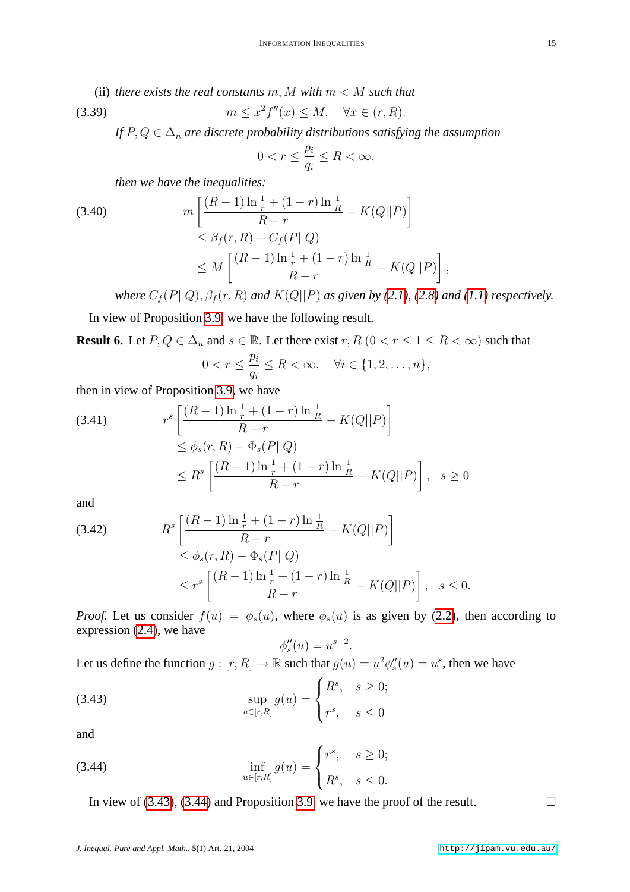(ii) *there exists the real constants* $m, M$ *with* $m < M$ *such that*

$$m \leq x^2 f''(x) \leq M, \quad \forall x \in (r, R). \tag{3.39}$$

*If* $P, Q \in \Delta_n$ *are discrete probability distributions satisfying the assumption*

$$0 < r \leq \frac{p_i}{q_i} \leq R < \infty,$$

*then we have the inequalities:*

$$\begin{aligned} & m\left[\frac{(R-1)\ln\frac{1}{r} + (1-r)\ln\frac{1}{R}}{R-r} - K(Q||P)\right] \\ & \leq \beta_f(r,R) - C_f(P||Q) \\ & \leq M\left[\frac{(R-1)\ln\frac{1}{r} + (1-r)\ln\frac{1}{R}}{R-r} - K(Q||P)\right], \end{aligned} \tag{3.40}$$

*where* $C_f(P||Q), \beta_f(r,R)$ *and* $K(Q||P)$ *as given by (2.1), (2.8) and (1.1) respectively.*

In view of Proposition 3.9, we have the following result.

**Result 6.** Let $P, Q \in \Delta_n$ and $s \in \mathbb{R}$. Let there exist $r, R$ $(0 < r \leq 1 \leq R < \infty)$ such that

$$0 < r \leq \frac{p_i}{q_i} \leq R < \infty, \quad \forall i \in \{1, 2, \ldots, n\},$$

then in view of Proposition 3.9, we have

$$\begin{aligned} & r^s\left[\frac{(R-1)\ln\frac{1}{r} + (1-r)\ln\frac{1}{R}}{R-r} - K(Q||P)\right] \\ & \leq \phi_s(r,R) - \Phi_s(P||Q) \\ & \leq R^s\left[\frac{(R-1)\ln\frac{1}{r} + (1-r)\ln\frac{1}{R}}{R-r} - K(Q||P)\right], \quad s \geq 0 \end{aligned} \tag{3.41}$$

and

$$\begin{aligned} & R^s\left[\frac{(R-1)\ln\frac{1}{r} + (1-r)\ln\frac{1}{R}}{R-r} - K(Q||P)\right] \\ & \leq \phi_s(r,R) - \Phi_s(P||Q) \\ & \leq r^s\left[\frac{(R-1)\ln\frac{1}{r} + (1-r)\ln\frac{1}{R}}{R-r} - K(Q||P)\right], \quad s \leq 0. \end{aligned} \tag{3.42}$$

*Proof.* Let us consider $f(u) = \phi_s(u)$, where $\phi_s(u)$ is as given by (2.2), then according to expression (2.4), we have

$$\phi_s''(u) = u^{s-2}.$$

Let us define the function $g : [r, R] \to \mathbb{R}$ such that $g(u) = u^2\phi_s''(u) = u^s$, then we have

$$\sup_{u\in[r,R]} g(u) = \begin{cases} R^s, & s \geq 0; \\ r^s, & s \leq 0 \end{cases} \tag{3.43}$$

and

$$\inf_{u\in[r,R]} g(u) = \begin{cases} r^s, & s \geq 0; \\ R^s, & s \leq 0. \end{cases} \tag{3.44}$$

In view of (3.43), (3.44) and Proposition 3.9, we have the proof of the result. □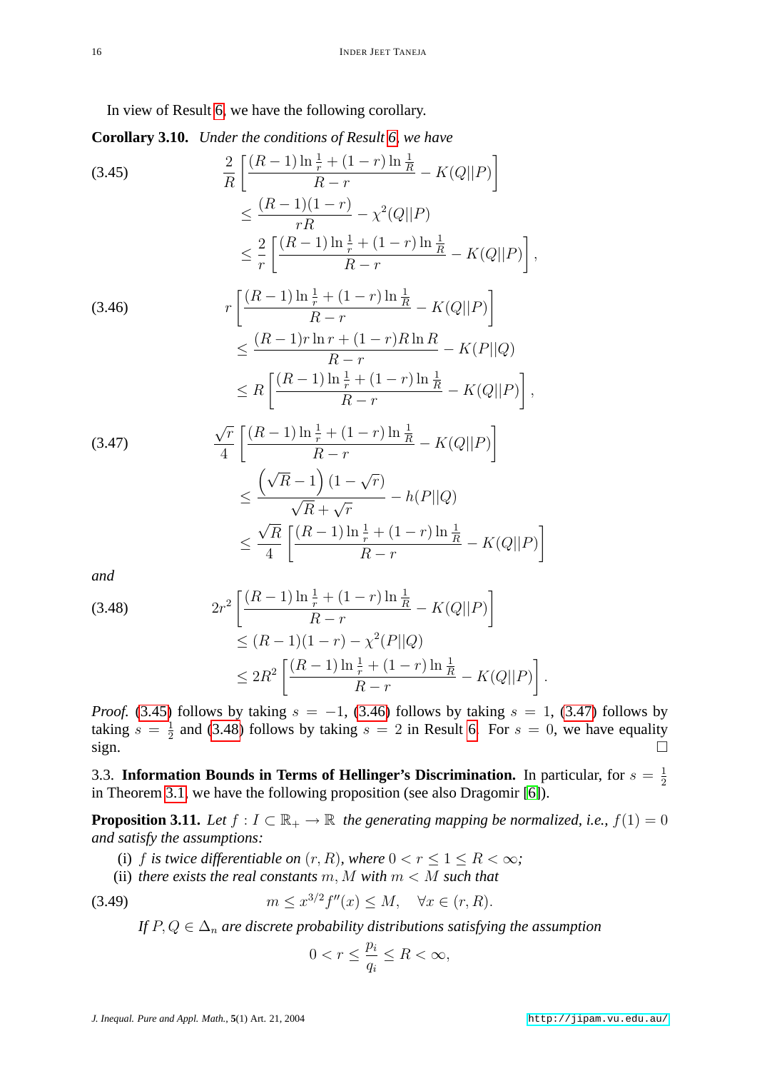In view of Result 6, we have the following corollary.

**Corollary 3.10.** *Under the conditions of Result 6, we have*

$$
\begin{aligned}
(3.45)\qquad & \frac{2}{R}\left[\frac{(R-1)\ln\frac{1}{r}+(1-r)\ln\frac{1}{R}}{R-r}-K(Q||P)\right] \\
&\leq \frac{(R-1)(1-r)}{rR}-\chi^2(Q||P) \\
&\leq \frac{2}{r}\left[\frac{(R-1)\ln\frac{1}{r}+(1-r)\ln\frac{1}{R}}{R-r}-K(Q||P)\right],
\end{aligned}
$$

$$
\begin{aligned}
(3.46)\qquad & r\left[\frac{(R-1)\ln\frac{1}{r}+(1-r)\ln\frac{1}{R}}{R-r}-K(Q||P)\right] \\
&\leq \frac{(R-1)r\ln r+(1-r)R\ln R}{R-r}-K(P||Q) \\
&\leq R\left[\frac{(R-1)\ln\frac{1}{r}+(1-r)\ln\frac{1}{R}}{R-r}-K(Q||P)\right],
\end{aligned}
$$

$$
\begin{aligned}
(3.47)\qquad & \frac{\sqrt{r}}{4}\left[\frac{(R-1)\ln\frac{1}{r}+(1-r)\ln\frac{1}{R}}{R-r}-K(Q||P)\right] \\
&\leq \frac{\left(\sqrt{R}-1\right)(1-\sqrt{r})}{\sqrt{R}+\sqrt{r}}-h(P||Q) \\
&\leq \frac{\sqrt{R}}{4}\left[\frac{(R-1)\ln\frac{1}{r}+(1-r)\ln\frac{1}{R}}{R-r}-K(Q||P)\right]
\end{aligned}
$$

*and*

$$
\begin{aligned}
(3.48)\qquad & 2r^2\left[\frac{(R-1)\ln\frac{1}{r}+(1-r)\ln\frac{1}{R}}{R-r}-K(Q||P)\right] \\
&\leq (R-1)(1-r)-\chi^2(P||Q) \\
&\leq 2R^2\left[\frac{(R-1)\ln\frac{1}{r}+(1-r)\ln\frac{1}{R}}{R-r}-K(Q||P)\right].
\end{aligned}
$$

*Proof.* (3.45) follows by taking $s=-1$, (3.46) follows by taking $s=1$, (3.47) follows by taking $s=\frac{1}{2}$ and (3.48) follows by taking $s=2$ in Result 6. For $s=0$, we have equality sign. □

### 3.3. Information Bounds in Terms of Hellinger's Discrimination.

In particular, for $s=\frac{1}{2}$ in Theorem 3.1, we have the following proposition (see also Dragomir [6]).

**Proposition 3.11.** *Let $f: I\subset\mathbb{R}_+\to\mathbb{R}$ the generating mapping be normalized, i.e., $f(1)=0$ and satisfy the assumptions:*

(i) *$f$ is twice differentiable on $(r,R)$, where $0<r\leq 1\leq R<\infty$;*
(ii) *there exists the real constants $m, M$ with $m<M$ such that*

$$
(3.49)\qquad m\leq x^{3/2}f''(x)\leq M,\quad \forall x\in(r,R).
$$

*If $P,Q\in\Delta_n$ are discrete probability distributions satisfying the assumption*

$$
0<r\leq\frac{p_i}{q_i}\leq R<\infty,
$$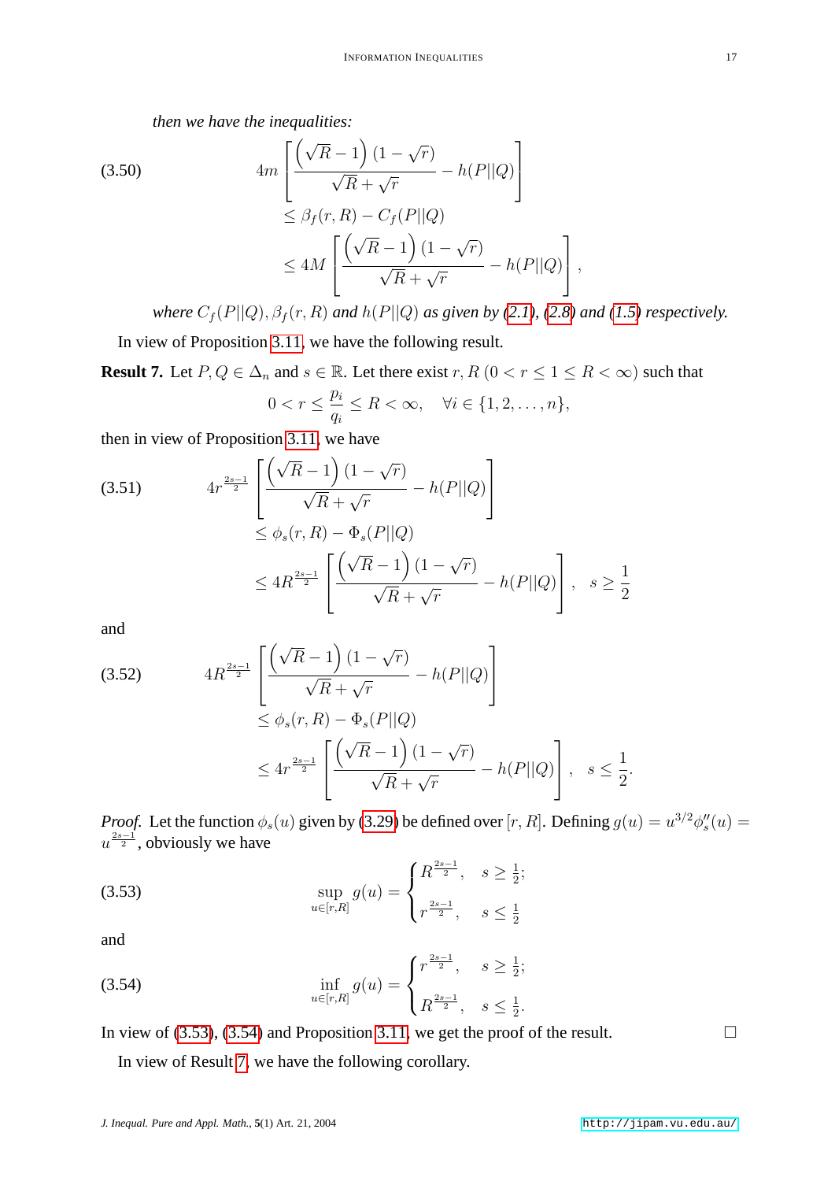*then we have the inequalities:*

$$
(3.50) \qquad 4m\left[\frac{\left(\sqrt{R}-1\right)(1-\sqrt{r})}{\sqrt{R}+\sqrt{r}} - h(P||Q)\right] \le \beta_f(r,R) - C_f(P||Q) \le 4M\left[\frac{\left(\sqrt{R}-1\right)(1-\sqrt{r})}{\sqrt{R}+\sqrt{r}} - h(P||Q)\right],
$$

*where $C_f(P||Q), \beta_f(r,R)$ and $h(P||Q)$ as given by (2.1), (2.8) and (1.5) respectively.*

In view of Proposition 3.11, we have the following result.

**Result 7.** Let $P, Q \in \Delta_n$ and $s \in \mathbb{R}$. Let there exist $r, R$ $(0 < r \le 1 \le R < \infty)$ such that

$$
0 < r \le \frac{p_i}{q_i} \le R < \infty, \quad \forall i \in \{1, 2, \dots, n\},
$$

then in view of Proposition 3.11, we have

$$
(3.51) \qquad 4r^{\frac{2s-1}{2}}\left[\frac{\left(\sqrt{R}-1\right)(1-\sqrt{r})}{\sqrt{R}+\sqrt{r}} - h(P||Q)\right] \le \phi_s(r,R) - \Phi_s(P||Q) \le 4R^{\frac{2s-1}{2}}\left[\frac{\left(\sqrt{R}-1\right)(1-\sqrt{r})}{\sqrt{R}+\sqrt{r}} - h(P||Q)\right], \quad s \ge \frac{1}{2}
$$

and

$$
(3.52) \qquad 4R^{\frac{2s-1}{2}}\left[\frac{\left(\sqrt{R}-1\right)(1-\sqrt{r})}{\sqrt{R}+\sqrt{r}} - h(P||Q)\right] \le \phi_s(r,R) - \Phi_s(P||Q) \le 4r^{\frac{2s-1}{2}}\left[\frac{\left(\sqrt{R}-1\right)(1-\sqrt{r})}{\sqrt{R}+\sqrt{r}} - h(P||Q)\right], \quad s \le \frac{1}{2}.
$$

*Proof.* Let the function $\phi_s(u)$ given by (3.29) be defined over $[r, R]$. Defining $g(u) = u^{3/2}\phi_s''(u) = u^{\frac{2s-1}{2}}$, obviously we have

$$
(3.53) \qquad \sup_{u\in[r,R]} g(u) = \begin{cases} R^{\frac{2s-1}{2}}, & s \ge \frac{1}{2}; \\ r^{\frac{2s-1}{2}}, & s \le \frac{1}{2} \end{cases}
$$

and

$$
(3.54) \qquad \inf_{u\in[r,R]} g(u) = \begin{cases} r^{\frac{2s-1}{2}}, & s \ge \frac{1}{2}; \\ R^{\frac{2s-1}{2}}, & s \le \frac{1}{2}. \end{cases}
$$

In view of (3.53), (3.54) and Proposition 3.11, we get the proof of the result. □

In view of Result 7, we have the following corollary.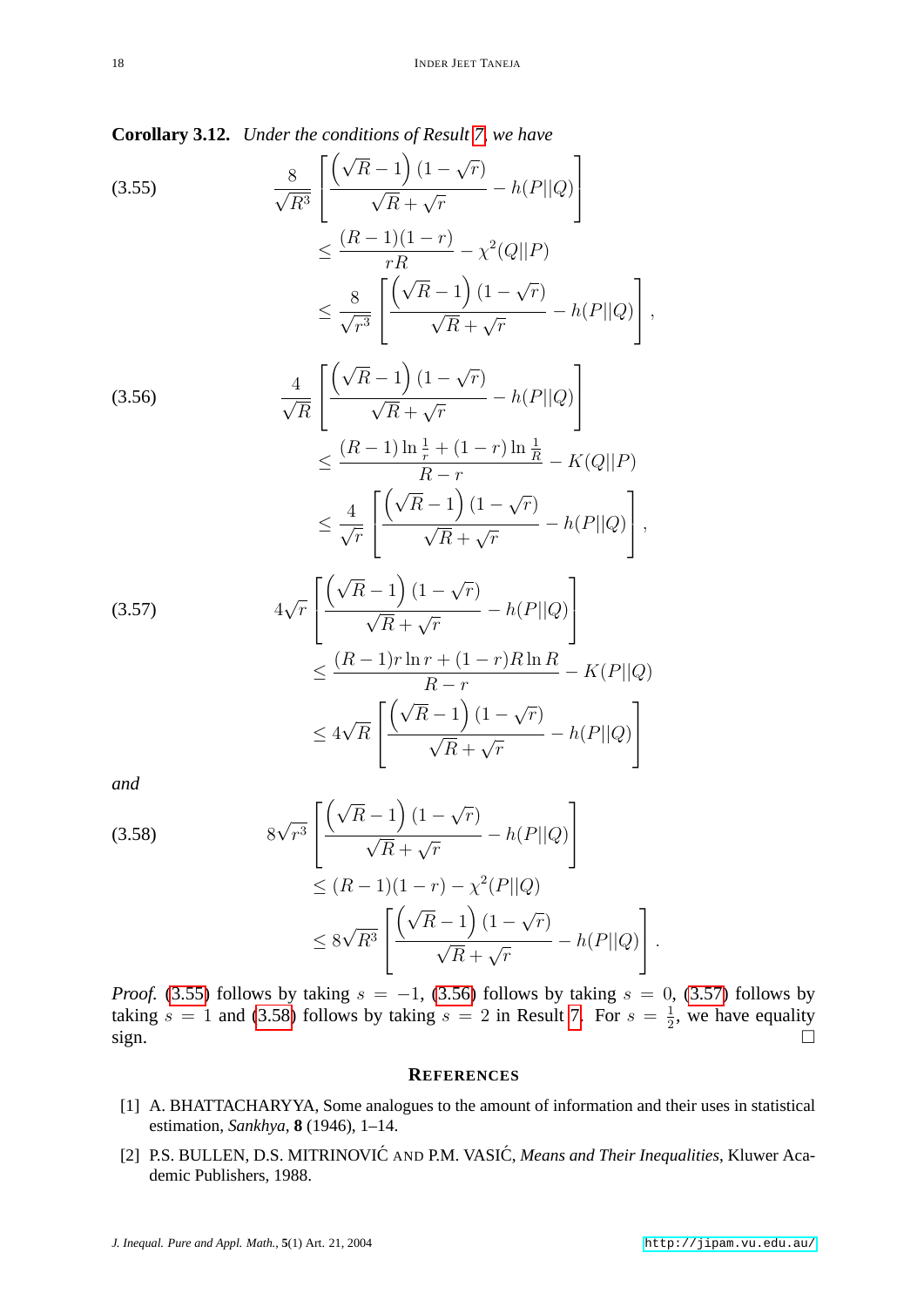**Corollary 3.12.** *Under the conditions of Result 7, we have*

$$
\begin{aligned}
(3.55)\qquad \frac{8}{\sqrt{R^3}}\left[\frac{\left(\sqrt{R}-1\right)\left(1-\sqrt{r}\right)}{\sqrt{R}+\sqrt{r}}-h(P||Q)\right] &\\
\leq \frac{(R-1)(1-r)}{rR}-\chi^2(Q||P) &\\
\leq \frac{8}{\sqrt{r^3}}\left[\frac{\left(\sqrt{R}-1\right)\left(1-\sqrt{r}\right)}{\sqrt{R}+\sqrt{r}}-h(P||Q)\right]&,
\end{aligned}
$$

$$
\begin{aligned}
(3.56)\qquad \frac{4}{\sqrt{R}}\left[\frac{\left(\sqrt{R}-1\right)\left(1-\sqrt{r}\right)}{\sqrt{R}+\sqrt{r}}-h(P||Q)\right] &\\
\leq \frac{(R-1)\ln\frac{1}{r}+(1-r)\ln\frac{1}{R}}{R-r}-K(Q||P) &\\
\leq \frac{4}{\sqrt{r}}\left[\frac{\left(\sqrt{R}-1\right)\left(1-\sqrt{r}\right)}{\sqrt{R}+\sqrt{r}}-h(P||Q)\right]&,
\end{aligned}
$$

$$
\begin{aligned}
(3.57)\qquad 4\sqrt{r}\left[\frac{\left(\sqrt{R}-1\right)\left(1-\sqrt{r}\right)}{\sqrt{R}+\sqrt{r}}-h(P||Q)\right] &\\
\leq \frac{(R-1)r\ln r+(1-r)R\ln R}{R-r}-K(P||Q) &\\
\leq 4\sqrt{R}\left[\frac{\left(\sqrt{R}-1\right)\left(1-\sqrt{r}\right)}{\sqrt{R}+\sqrt{r}}-h(P||Q)\right]&
\end{aligned}
$$

*and*

$$
\begin{aligned}
(3.58)\qquad 8\sqrt{r^3}\left[\frac{\left(\sqrt{R}-1\right)\left(1-\sqrt{r}\right)}{\sqrt{R}+\sqrt{r}}-h(P||Q)\right] &\\
\leq (R-1)(1-r)-\chi^2(P||Q) &\\
\leq 8\sqrt{R^3}\left[\frac{\left(\sqrt{R}-1\right)\left(1-\sqrt{r}\right)}{\sqrt{R}+\sqrt{r}}-h(P||Q)\right]&.
\end{aligned}
$$

*Proof.* (3.55) follows by taking $s=-1$, (3.56) follows by taking $s=0$, (3.57) follows by taking $s=1$ and (3.58) follows by taking $s=2$ in Result 7. For $s=\frac{1}{2}$, we have equality sign. □

## References

[1] A. BHATTACHARYYA, Some analogues to the amount of information and their uses in statistical estimation, *Sankhya*, **8** (1946), 1–14.

[2] P.S. BULLEN, D.S. MITRINOVIĆ AND P.M. VASIĆ, *Means and Their Inequalities*, Kluwer Academic Publishers, 1988.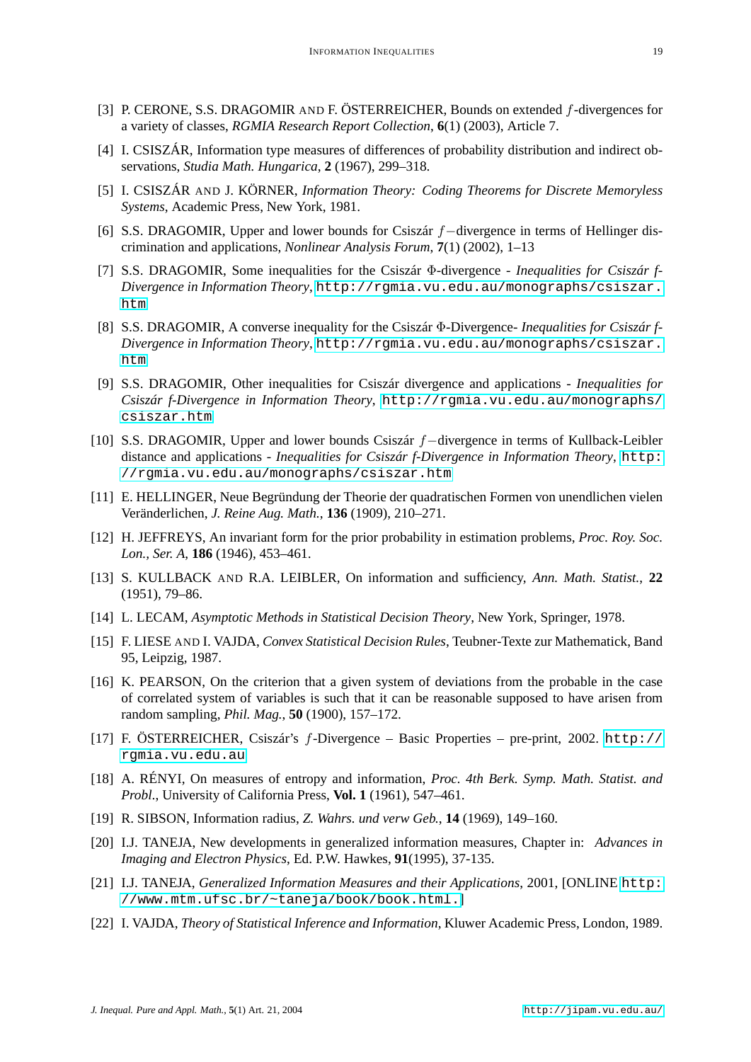[3] P. CERONE, S.S. DRAGOMIR AND F. ÖSTERREICHER, Bounds on extended $f$-divergences for a variety of classes, *RGMIA Research Report Collection*, **6**(1) (2003), Article 7.

[4] I. CSISZÁR, Information type measures of differences of probability distribution and indirect observations, *Studia Math. Hungarica*, **2** (1967), 299–318.

[5] I. CSISZÁR AND J. KÖRNER, *Information Theory: Coding Theorems for Discrete Memoryless Systems*, Academic Press, New York, 1981.

[6] S.S. DRAGOMIR, Upper and lower bounds for Csiszár $f-$divergence in terms of Hellinger discrimination and applications, *Nonlinear Analysis Forum*, **7**(1) (2002), 1–13

[7] S.S. DRAGOMIR, Some inequalities for the Csiszár $\Phi$-divergence - *Inequalities for Csiszár f-Divergence in Information Theory*, http://rgmia.vu.edu.au/monographs/csiszar.htm

[8] S.S. DRAGOMIR, A converse inequality for the Csiszár $\Phi$-Divergence- *Inequalities for Csiszár f-Divergence in Information Theory*, http://rgmia.vu.edu.au/monographs/csiszar.htm

[9] S.S. DRAGOMIR, Other inequalities for Csiszár divergence and applications - *Inequalities for Csiszár f-Divergence in Information Theory*, http://rgmia.vu.edu.au/monographs/csiszar.htm

[10] S.S. DRAGOMIR, Upper and lower bounds Csiszár $f-$divergence in terms of Kullback-Leibler distance and applications - *Inequalities for Csiszár f-Divergence in Information Theory*, http://rgmia.vu.edu.au/monographs/csiszar.htm

[11] E. HELLINGER, Neue Begründung der Theorie der quadratischen Formen von unendlichen vielen Veränderlichen, *J. Reine Aug. Math.*, **136** (1909), 210–271.

[12] H. JEFFREYS, An invariant form for the prior probability in estimation problems, *Proc. Roy. Soc. Lon., Ser. A*, **186** (1946), 453–461.

[13] S. KULLBACK AND R.A. LEIBLER, On information and sufficiency, *Ann. Math. Statist.*, **22** (1951), 79–86.

[14] L. LECAM, *Asymptotic Methods in Statistical Decision Theory*, New York, Springer, 1978.

[15] F. LIESE AND I. VAJDA, *Convex Statistical Decision Rules*, Teubner-Texte zur Mathematick, Band 95, Leipzig, 1987.

[16] K. PEARSON, On the criterion that a given system of deviations from the probable in the case of correlated system of variables is such that it can be reasonable supposed to have arisen from random sampling, *Phil. Mag.*, **50** (1900), 157–172.

[17] F. ÖSTERREICHER, Csiszár's $f$-Divergence – Basic Properties – pre-print, 2002. http://rgmia.vu.edu.au

[18] A. RÉNYI, On measures of entropy and information, *Proc. 4th Berk. Symp. Math. Statist. and Probl.*, University of California Press, **Vol. 1** (1961), 547–461.

[19] R. SIBSON, Information radius, *Z. Wahrs. und verw Geb.*, **14** (1969), 149–160.

[20] I.J. TANEJA, New developments in generalized information measures, Chapter in: *Advances in Imaging and Electron Physics*, Ed. P.W. Hawkes, **91**(1995), 37-135.

[21] I.J. TANEJA, *Generalized Information Measures and their Applications*, 2001, [ONLINE http://www.mtm.ufsc.br/~taneja/book/book.html.]

[22] I. VAJDA, *Theory of Statistical Inference and Information*, Kluwer Academic Press, London, 1989.